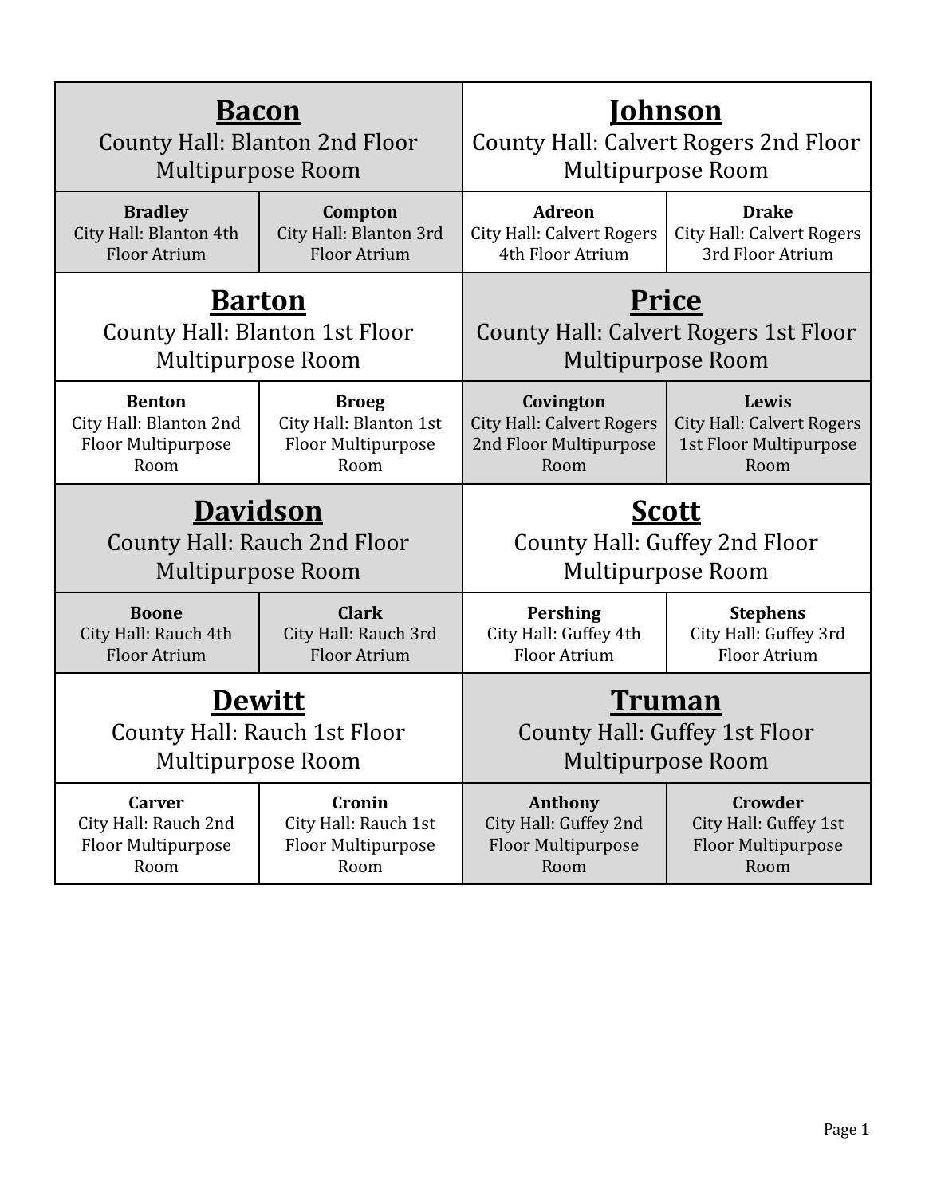| **Bacon**<br>County Hall: Blanton 2nd Floor Multipurpose Room | | **Johnson**<br>County Hall: Calvert Rogers 2nd Floor Multipurpose Room | |
|---|---|---|---|
| **Bradley**<br>City Hall: Blanton 4th Floor Atrium | **Compton**<br>City Hall: Blanton 3rd Floor Atrium | **Adreon**<br>City Hall: Calvert Rogers 4th Floor Atrium | **Drake**<br>City Hall: Calvert Rogers 3rd Floor Atrium |
| **Barton**<br>County Hall: Blanton 1st Floor Multipurpose Room | | **Price**<br>County Hall: Calvert Rogers 1st Floor Multipurpose Room | |
| **Benton**<br>City Hall: Blanton 2nd Floor Multipurpose Room | **Broeg**<br>City Hall: Blanton 1st Floor Multipurpose Room | **Covington**<br>City Hall: Calvert Rogers 2nd Floor Multipurpose Room | **Lewis**<br>City Hall: Calvert Rogers 1st Floor Multipurpose Room |
| **Davidson**<br>County Hall: Rauch 2nd Floor Multipurpose Room | | **Scott**<br>County Hall: Guffey 2nd Floor Multipurpose Room | |
| **Boone**<br>City Hall: Rauch 4th Floor Atrium | **Clark**<br>City Hall: Rauch 3rd Floor Atrium | **Pershing**<br>City Hall: Guffey 4th Floor Atrium | **Stephens**<br>City Hall: Guffey 3rd Floor Atrium |
| **Dewitt**<br>County Hall: Rauch 1st Floor Multipurpose Room | | **Truman**<br>County Hall: Guffey 1st Floor Multipurpose Room | |
| **Carver**<br>City Hall: Rauch 2nd Floor Multipurpose Room | **Cronin**<br>City Hall: Rauch 1st Floor Multipurpose Room | **Anthony**<br>City Hall: Guffey 2nd Floor Multipurpose Room | **Crowder**<br>City Hall: Guffey 1st Floor Multipurpose Room |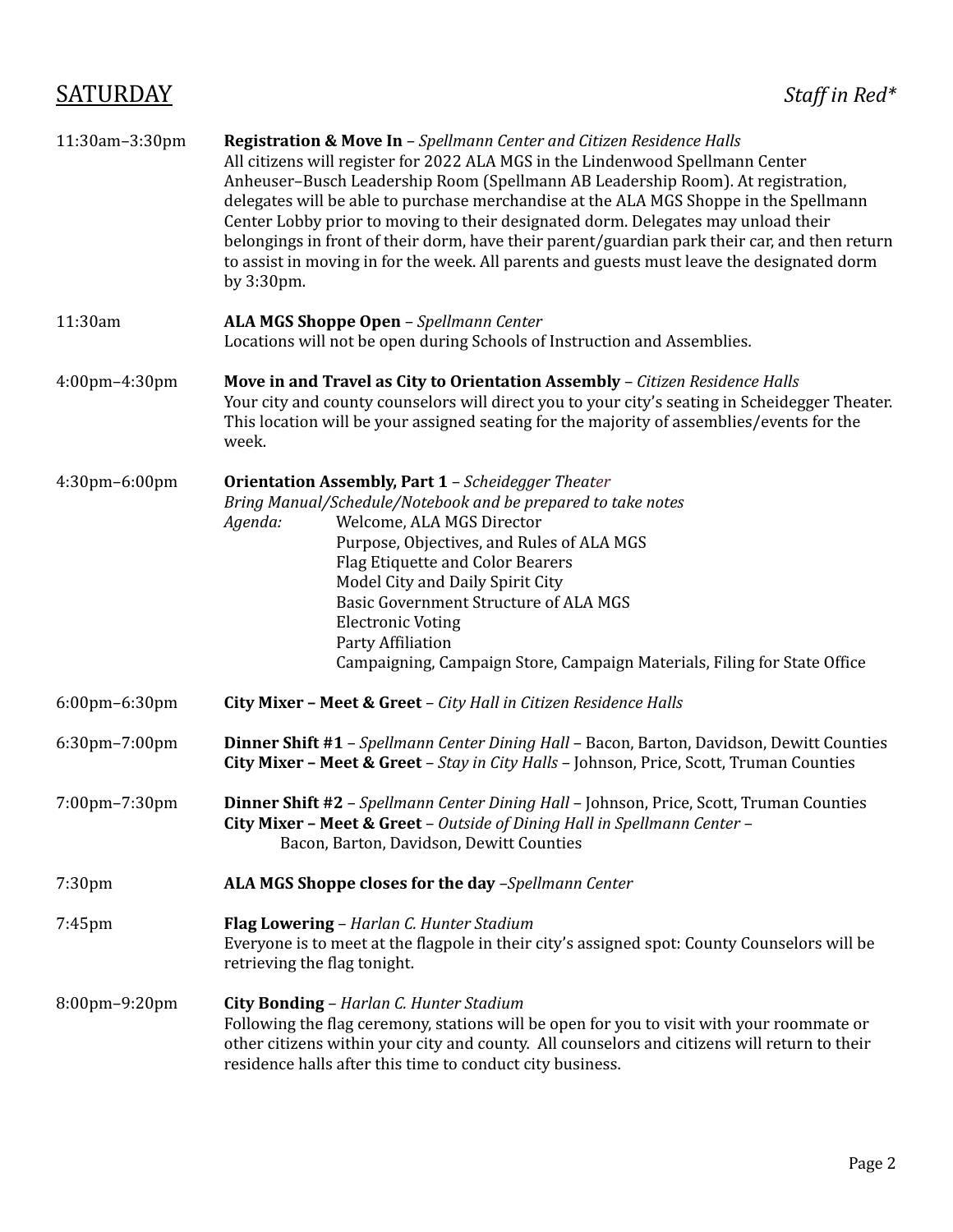## SATURDAY

*Staff in Red**

| | |
|---|---|
| 11:30am–3:30pm | **Registration & Move In** – *Spellmann Center and Citizen Residence Halls*<br>All citizens will register for 2022 ALA MGS in the Lindenwood Spellmann Center Anheuser–Busch Leadership Room (Spellmann AB Leadership Room). At registration, delegates will be able to purchase merchandise at the ALA MGS Shoppe in the Spellmann Center Lobby prior to moving to their designated dorm. Delegates may unload their belongings in front of their dorm, have their parent/guardian park their car, and then return to assist in moving in for the week. All parents and guests must leave the designated dorm by 3:30pm. |
| 11:30am | **ALA MGS Shoppe Open** – *Spellmann Center*<br>Locations will not be open during Schools of Instruction and Assemblies. |
| 4:00pm–4:30pm | **Move in and Travel as City to Orientation Assembly** – *Citizen Residence Halls*<br>Your city and county counselors will direct you to your city's seating in Scheidegger Theater. This location will be your assigned seating for the majority of assemblies/events for the week. |
| 4:30pm–6:00pm | **Orientation Assembly, Part 1** – *Scheidegger Theater*<br>*Bring Manual/Schedule/Notebook and be prepared to take notes*<br>*Agenda:* Welcome, ALA MGS Director<br>Purpose, Objectives, and Rules of ALA MGS<br>Flag Etiquette and Color Bearers<br>Model City and Daily Spirit City<br>Basic Government Structure of ALA MGS<br>Electronic Voting<br>Party Affiliation<br>Campaigning, Campaign Store, Campaign Materials, Filing for State Office |
| 6:00pm–6:30pm | **City Mixer – Meet & Greet** – *City Hall in Citizen Residence Halls* |
| 6:30pm–7:00pm | **Dinner Shift #1** – *Spellmann Center Dining Hall* – Bacon, Barton, Davidson, Dewitt Counties<br>**City Mixer – Meet & Greet** – *Stay in City Halls* – Johnson, Price, Scott, Truman Counties |
| 7:00pm–7:30pm | **Dinner Shift #2** – *Spellmann Center Dining Hall* – Johnson, Price, Scott, Truman Counties<br>**City Mixer – Meet & Greet** – *Outside of Dining Hall in Spellmann Center* – Bacon, Barton, Davidson, Dewitt Counties |
| 7:30pm | **ALA MGS Shoppe closes for the day** –*Spellmann Center* |
| 7:45pm | **Flag Lowering** – *Harlan C. Hunter Stadium*<br>Everyone is to meet at the flagpole in their city's assigned spot: County Counselors will be retrieving the flag tonight. |
| 8:00pm–9:20pm | **City Bonding** – *Harlan C. Hunter Stadium*<br>Following the flag ceremony, stations will be open for you to visit with your roommate or other citizens within your city and county. All counselors and citizens will return to their residence halls after this time to conduct city business. |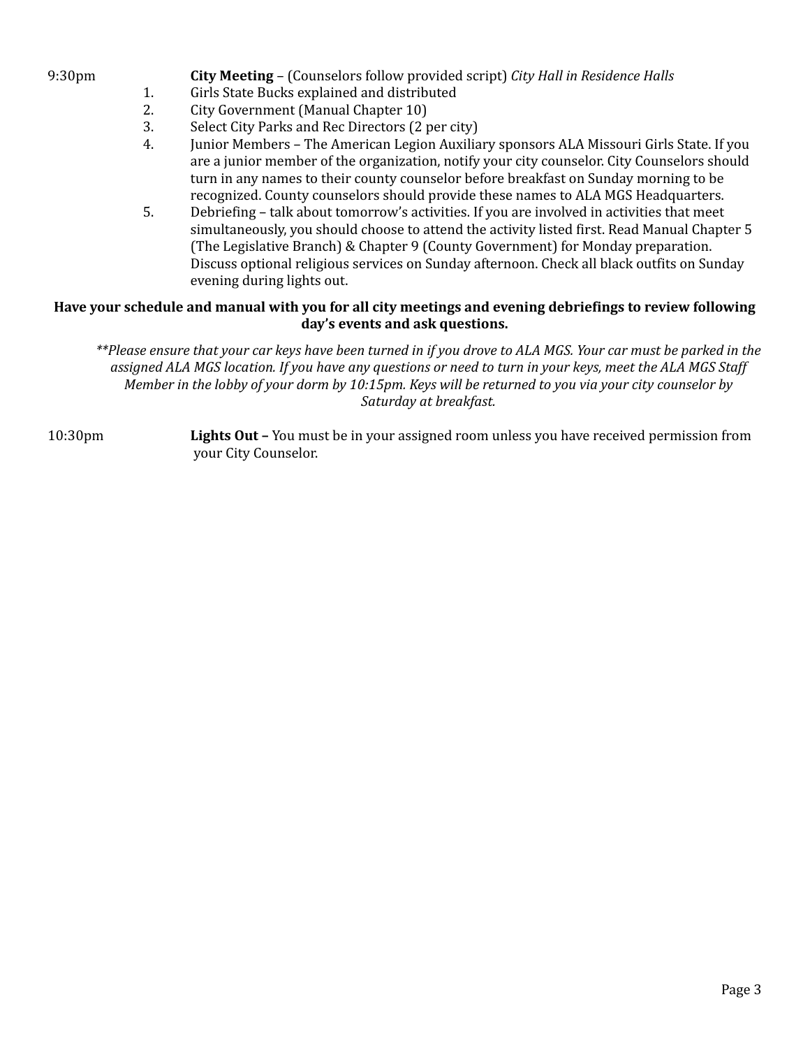9:30pm **City Meeting** – (Counselors follow provided script) *City Hall in Residence Halls*

1. Girls State Bucks explained and distributed
2. City Government (Manual Chapter 10)
3. Select City Parks and Rec Directors (2 per city)
4. Junior Members – The American Legion Auxiliary sponsors ALA Missouri Girls State. If you are a junior member of the organization, notify your city counselor. City Counselors should turn in any names to their county counselor before breakfast on Sunday morning to be recognized. County counselors should provide these names to ALA MGS Headquarters.
5. Debriefing – talk about tomorrow's activities. If you are involved in activities that meet simultaneously, you should choose to attend the activity listed first. Read Manual Chapter 5 (The Legislative Branch) & Chapter 9 (County Government) for Monday preparation. Discuss optional religious services on Sunday afternoon. Check all black outfits on Sunday evening during lights out.

**Have your schedule and manual with you for all city meetings and evening debriefings to review following day's events and ask questions.**

*\*\*Please ensure that your car keys have been turned in if you drove to ALA MGS. Your car must be parked in the assigned ALA MGS location. If you have any questions or need to turn in your keys, meet the ALA MGS Staff Member in the lobby of your dorm by 10:15pm. Keys will be returned to you via your city counselor by Saturday at breakfast.*

10:30pm **Lights Out –** You must be in your assigned room unless you have received permission from your City Counselor.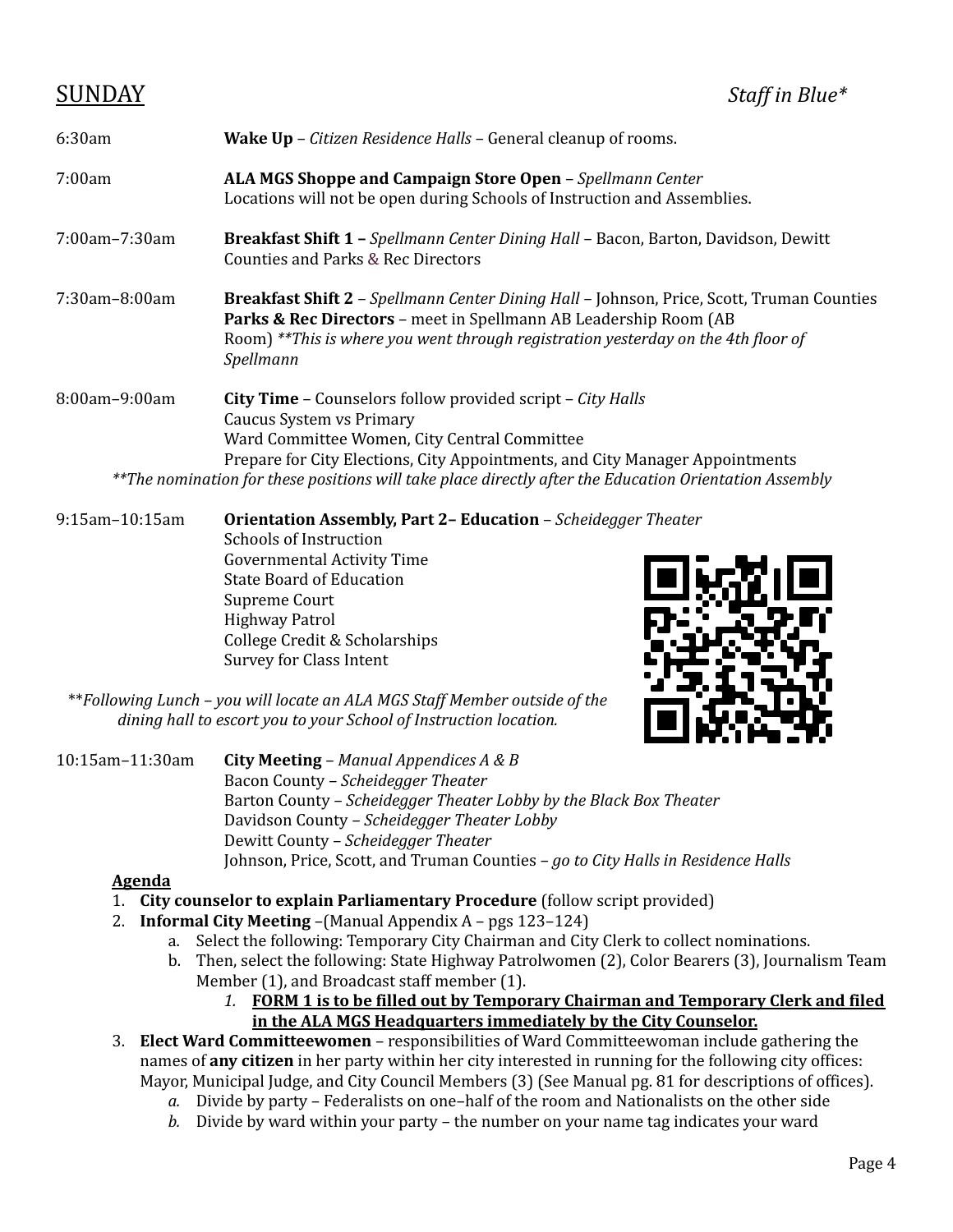## SUNDAY

*Staff in Blue**

6:30am **Wake Up** – *Citizen Residence Halls* – General cleanup of rooms.

7:00am **ALA MGS Shoppe and Campaign Store Open** – *Spellmann Center*
Locations will not be open during Schools of Instruction and Assemblies.

7:00am–7:30am **Breakfast Shift 1 –** *Spellmann Center Dining Hall* – Bacon, Barton, Davidson, Dewitt Counties and Parks & Rec Directors

7:30am–8:00am **Breakfast Shift 2** – *Spellmann Center Dining Hall* – Johnson, Price, Scott, Truman Counties
**Parks & Rec Directors** – meet in Spellmann AB Leadership Room (AB Room) ***This is where you went through registration yesterday on the 4th floor of Spellmann*

8:00am–9:00am **City Time** – Counselors follow provided script – *City Halls*
Caucus System vs Primary
Ward Committee Women, City Central Committee
Prepare for City Elections, City Appointments, and City Manager Appointments
***The nomination for these positions will take place directly after the Education Orientation Assembly*

9:15am–10:15am **Orientation Assembly, Part 2– Education** – *Scheidegger Theater*
Schools of Instruction
Governmental Activity Time
State Board of Education
Supreme Court
Highway Patrol
College Credit & Scholarships
Survey for Class Intent

***Following Lunch – you will locate an ALA MGS Staff Member outside of the dining hall to escort you to your School of Instruction location.*

10:15am–11:30am **City Meeting** – *Manual Appendices A & B*
Bacon County – *Scheidegger Theater*
Barton County – *Scheidegger Theater Lobby by the Black Box Theater*
Davidson County – *Scheidegger Theater Lobby*
Dewitt County – *Scheidegger Theater*
Johnson, Price, Scott, and Truman Counties – *go to City Halls in Residence Halls*

**Agenda**

1. **City counselor to explain Parliamentary Procedure** (follow script provided)
2. **Informal City Meeting** –(Manual Appendix A – pgs 123–124)
   a. Select the following: Temporary City Chairman and City Clerk to collect nominations.
   b. Then, select the following: State Highway Patrolwomen (2), Color Bearers (3), Journalism Team Member (1), and Broadcast staff member (1).
      1. **FORM 1 is to be filled out by Temporary Chairman and Temporary Clerk and filed in the ALA MGS Headquarters immediately by the City Counselor.**
3. **Elect Ward Committeewomen** – responsibilities of Ward Committeewoman include gathering the names of **any citizen** in her party within her city interested in running for the following city offices: Mayor, Municipal Judge, and City Council Members (3) (See Manual pg. 81 for descriptions of offices).
   *a.* Divide by party – Federalists on one–half of the room and Nationalists on the other side
   *b.* Divide by ward within your party – the number on your name tag indicates your ward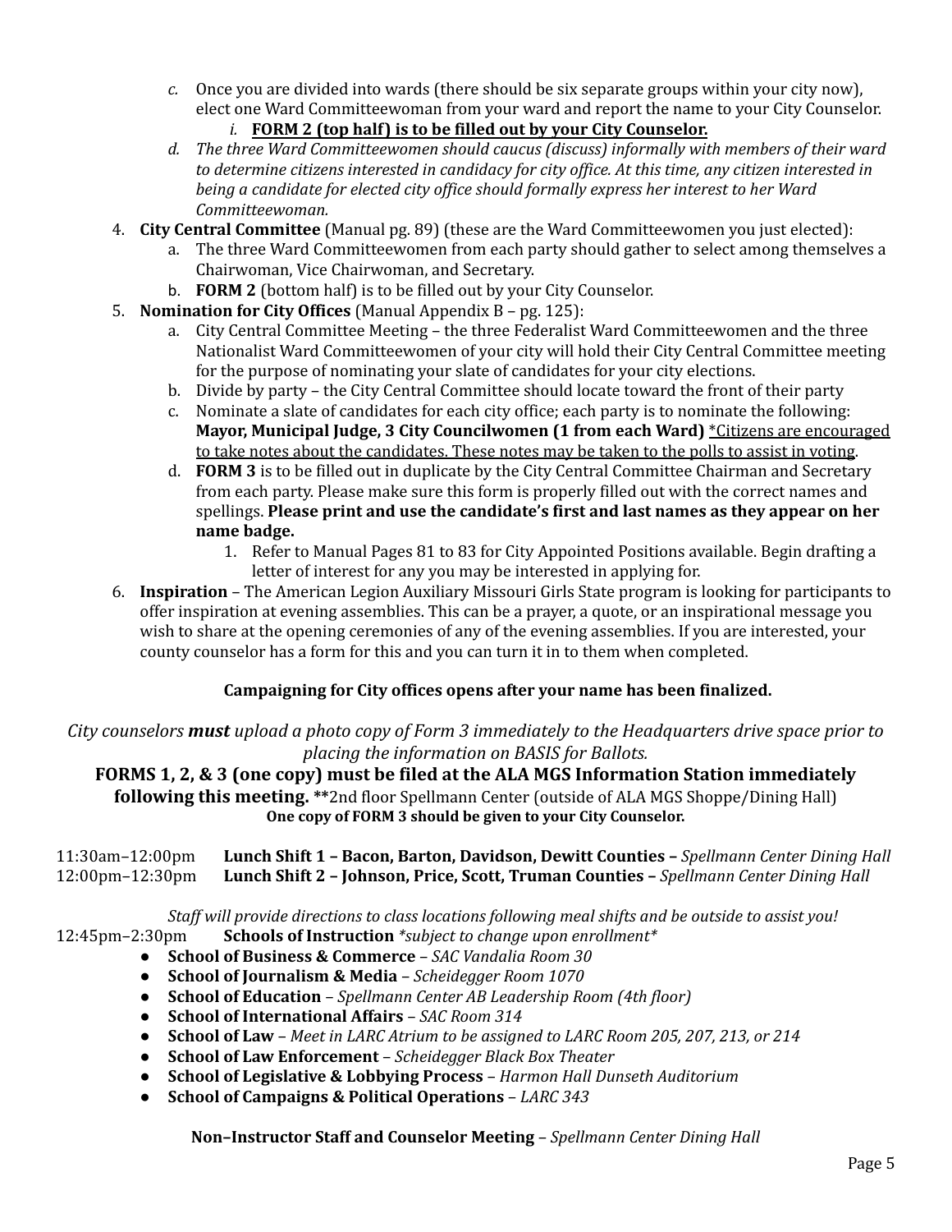c. Once you are divided into wards (there should be six separate groups within your city now), elect one Ward Committeewoman from your ward and report the name to your City Counselor.
      i. **FORM 2 (top half) is to be filled out by your City Counselor.**
   d. *The three Ward Committeewomen should caucus (discuss) informally with members of their ward to determine citizens interested in candidacy for city office. At this time, any citizen interested in being a candidate for elected city office should formally express her interest to her Ward Committeewoman.*

4. **City Central Committee** (Manual pg. 89) (these are the Ward Committeewomen you just elected):
   a. The three Ward Committeewomen from each party should gather to select among themselves a Chairwoman, Vice Chairwoman, and Secretary.
   b. **FORM 2** (bottom half) is to be filled out by your City Counselor.
5. **Nomination for City Offices** (Manual Appendix B – pg. 125):
   a. City Central Committee Meeting – the three Federalist Ward Committeewomen and the three Nationalist Ward Committeewomen of your city will hold their City Central Committee meeting for the purpose of nominating your slate of candidates for your city elections.
   b. Divide by party – the City Central Committee should locate toward the front of their party
   c. Nominate a slate of candidates for each city office; each party is to nominate the following: **Mayor, Municipal Judge, 3 City Councilwomen (1 from each Ward)** <u>*Citizens are encouraged to take notes about the candidates. These notes may be taken to the polls to assist in voting</u>.
   d. **FORM 3** is to be filled out in duplicate by the City Central Committee Chairman and Secretary from each party. Please make sure this form is properly filled out with the correct names and spellings. **Please print and use the candidate's first and last names as they appear on her name badge.**
      1. Refer to Manual Pages 81 to 83 for City Appointed Positions available. Begin drafting a letter of interest for any you may be interested in applying for.
6. **Inspiration** – The American Legion Auxiliary Missouri Girls State program is looking for participants to offer inspiration at evening assemblies. This can be a prayer, a quote, or an inspirational message you wish to share at the opening ceremonies of any of the evening assemblies. If you are interested, your county counselor has a form for this and you can turn it in to them when completed.

**Campaigning for City offices opens after your name has been finalized.**

*City counselors **must** upload a photo copy of Form 3 immediately to the Headquarters drive space prior to placing the information on BASIS for Ballots.*

**FORMS 1, 2, & 3 (one copy) must be filed at the ALA MGS Information Station immediately following this meeting. \*\***2nd floor Spellmann Center (outside of ALA MGS Shoppe/Dining Hall)
**One copy of FORM 3 should be given to your City Counselor.**

11:30am–12:00pm **Lunch Shift 1 – Bacon, Barton, Davidson, Dewitt Counties –** *Spellmann Center Dining Hall*
12:00pm–12:30pm **Lunch Shift 2 – Johnson, Price, Scott, Truman Counties –** *Spellmann Center Dining Hall*

*Staff will provide directions to class locations following meal shifts and be outside to assist you!*

12:45pm–2:30pm **Schools of Instruction** *\*subject to change upon enrollment\**

- **School of Business & Commerce** – *SAC Vandalia Room 30*
- **School of Journalism & Media** – *Scheidegger Room 1070*
- **School of Education** – *Spellmann Center AB Leadership Room (4th floor)*
- **School of International Affairs** – *SAC Room 314*
- **School of Law** – *Meet in LARC Atrium to be assigned to LARC Room 205, 207, 213, or 214*
- **School of Law Enforcement** – *Scheidegger Black Box Theater*
- **School of Legislative & Lobbying Process** – *Harmon Hall Dunseth Auditorium*
- **School of Campaigns & Political Operations** – *LARC 343*

**Non–Instructor Staff and Counselor Meeting** – *Spellmann Center Dining Hall*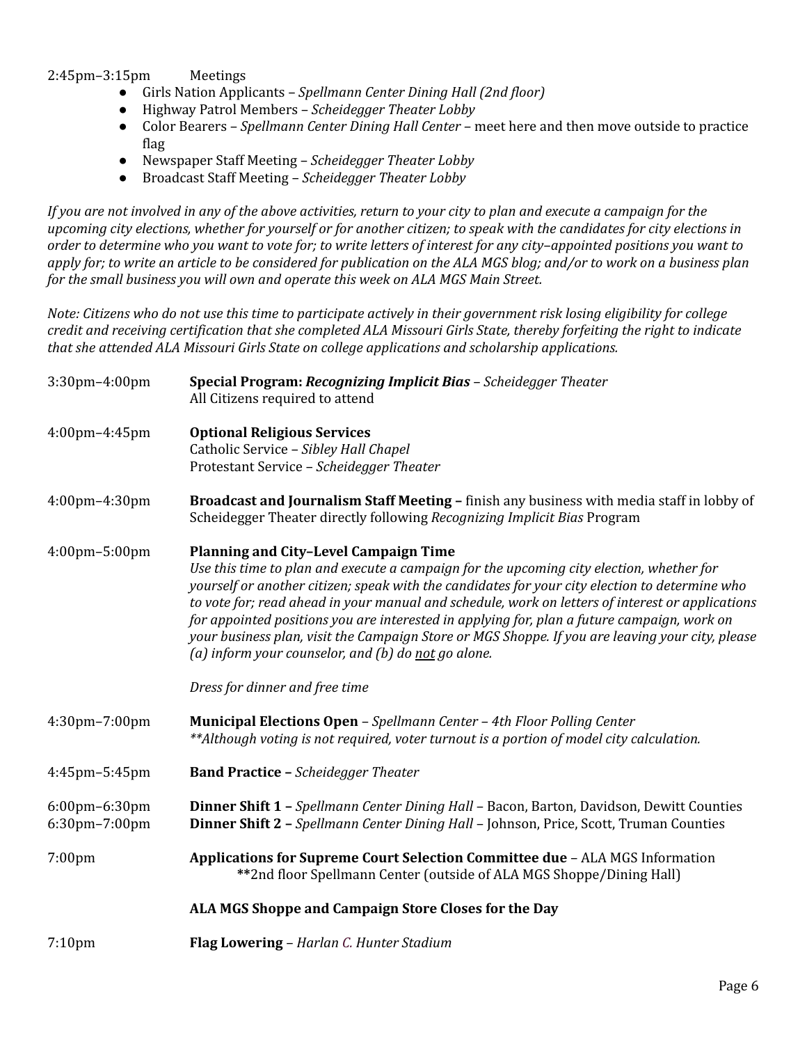2:45pm–3:15pm Meetings

- Girls Nation Applicants – *Spellmann Center Dining Hall (2nd floor)*
- Highway Patrol Members – *Scheidegger Theater Lobby*
- Color Bearers – *Spellmann Center Dining Hall Center* – meet here and then move outside to practice flag
- Newspaper Staff Meeting – *Scheidegger Theater Lobby*
- Broadcast Staff Meeting – *Scheidegger Theater Lobby*

*If you are not involved in any of the above activities, return to your city to plan and execute a campaign for the upcoming city elections, whether for yourself or for another citizen; to speak with the candidates for city elections in order to determine who you want to vote for; to write letters of interest for any city–appointed positions you want to apply for; to write an article to be considered for publication on the ALA MGS blog; and/or to work on a business plan for the small business you will own and operate this week on ALA MGS Main Street.*

*Note: Citizens who do not use this time to participate actively in their government risk losing eligibility for college credit and receiving certification that she completed ALA Missouri Girls State, thereby forfeiting the right to indicate that she attended ALA Missouri Girls State on college applications and scholarship applications.*

3:30pm–4:00pm **Special Program: *Recognizing Implicit Bias*** – *Scheidegger Theater*
All Citizens required to attend

4:00pm–4:45pm **Optional Religious Services**
Catholic Service – *Sibley Hall Chapel*
Protestant Service – *Scheidegger Theater*

4:00pm–4:30pm **Broadcast and Journalism Staff Meeting –** finish any business with media staff in lobby of Scheidegger Theater directly following *Recognizing Implicit Bias* Program

4:00pm–5:00pm **Planning and City–Level Campaign Time**
*Use this time to plan and execute a campaign for the upcoming city election, whether for yourself or another citizen; speak with the candidates for your city election to determine who to vote for; read ahead in your manual and schedule, work on letters of interest or applications for appointed positions you are interested in applying for, plan a future campaign, work on your business plan, visit the Campaign Store or MGS Shoppe. If you are leaving your city, please (a) inform your counselor, and (b) do not go alone.*

*Dress for dinner and free time*

4:30pm–7:00pm **Municipal Elections Open** – *Spellmann Center – 4th Floor Polling Center*
*\*\*Although voting is not required, voter turnout is a portion of model city calculation.*

4:45pm–5:45pm **Band Practice –** *Scheidegger Theater*

6:00pm–6:30pm **Dinner Shift 1 –** *Spellmann Center Dining Hall* – Bacon, Barton, Davidson, Dewitt Counties
6:30pm–7:00pm **Dinner Shift 2 –** *Spellmann Center Dining Hall* – Johnson, Price, Scott, Truman Counties

7:00pm **Applications for Supreme Court Selection Committee due** – ALA MGS Information
\*\*2nd floor Spellmann Center (outside of ALA MGS Shoppe/Dining Hall)

**ALA MGS Shoppe and Campaign Store Closes for the Day**

7:10pm **Flag Lowering** – *Harlan C. Hunter Stadium*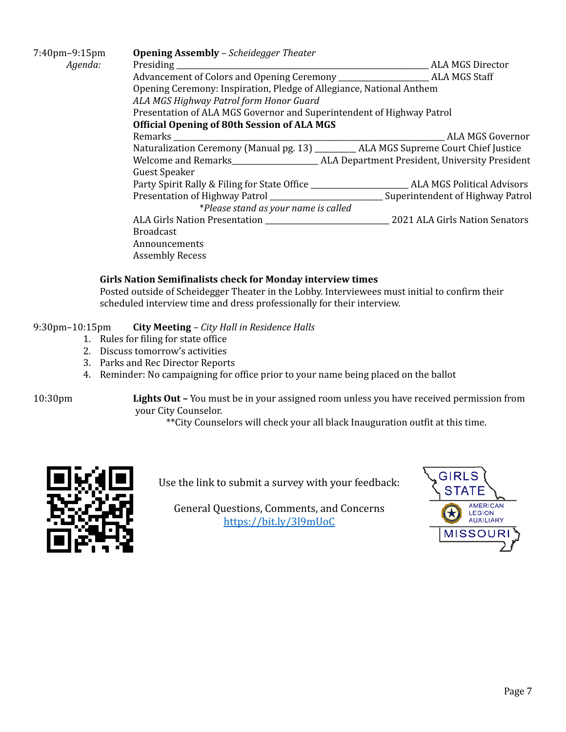7:40pm–9:15pm **Opening Assembly** – *Scheidegger Theater*

*Agenda:*

- Presiding ______________________ ALA MGS Director
- Advancement of Colors and Opening Ceremony ______________ ALA MGS Staff
- Opening Ceremony: Inspiration, Pledge of Allegiance, National Anthem
- *ALA MGS Highway Patrol form Honor Guard*
- Presentation of ALA MGS Governor and Superintendent of Highway Patrol
- **Official Opening of 80th Session of ALA MGS**
- Remarks ______________________ ALA MGS Governor
- Naturalization Ceremony (Manual pg. 13) _________ ALA MGS Supreme Court Chief Justice
- Welcome and Remarks______________ ALA Department President, University President
- Guest Speaker
- Party Spirit Rally & Filing for State Office ______________ ALA MGS Political Advisors
- Presentation of Highway Patrol ______________ Superintendent of Highway Patrol
  - *\*Please stand as your name is called*
- ALA Girls Nation Presentation ______________ 2021 ALA Girls Nation Senators
- Broadcast
- Announcements
- Assembly Recess

**Girls Nation Semifinalists check for Monday interview times**
Posted outside of Scheidegger Theater in the Lobby. Interviewees must initial to confirm their scheduled interview time and dress professionally for their interview.

9:30pm–10:15pm **City Meeting** – *City Hall in Residence Halls*

1. Rules for filing for state office
2. Discuss tomorrow's activities
3. Parks and Rec Director Reports
4. Reminder: No campaigning for office prior to your name being placed on the ballot

10:30pm **Lights Out –** You must be in your assigned room unless you have received permission from your City Counselor.

\*\*City Counselors will check your all black Inauguration outfit at this time.

Use the link to submit a survey with your feedback:

General Questions, Comments, and Concerns
[https://bit.ly/3l9mUoC](https://bit.ly/3l9mUoC)

GIRLS STATE
AMERICAN LEGION AUXILIARY
MISSOURI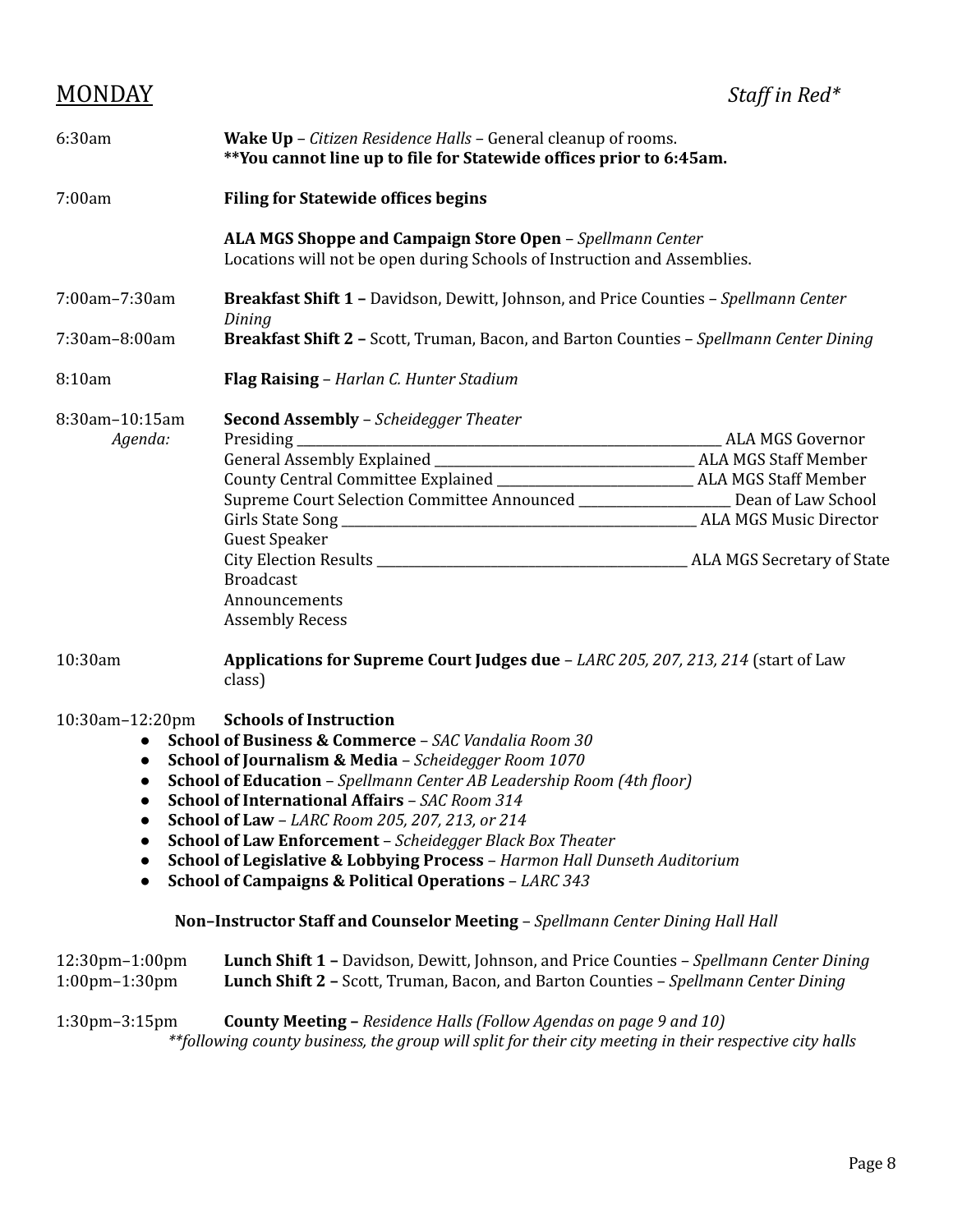## MONDAY

*Staff in Red**

| | |
|---|---|
| 6:30am | **Wake Up** – *Citizen Residence Halls* – General cleanup of rooms. **\*\*You cannot line up to file for Statewide offices prior to 6:45am.** |
| 7:00am | **Filing for Statewide offices begins** |
| | **ALA MGS Shoppe and Campaign Store Open** – *Spellmann Center* Locations will not be open during Schools of Instruction and Assemblies. |
| 7:00am–7:30am | **Breakfast Shift 1 –** Davidson, Dewitt, Johnson, and Price Counties – *Spellmann Center Dining* |
| 7:30am–8:00am | **Breakfast Shift 2 –** Scott, Truman, Bacon, and Barton Counties – *Spellmann Center Dining* |
| 8:10am | **Flag Raising** – *Harlan C. Hunter Stadium* |
| 8:30am–10:15am | **Second Assembly** – *Scheidegger Theater* |

*Agenda:*

- Presiding ______ ALA MGS Governor
- General Assembly Explained ______ ALA MGS Staff Member
- County Central Committee Explained ______ ALA MGS Staff Member
- Supreme Court Selection Committee Announced ______ Dean of Law School
- Girls State Song ______ ALA MGS Music Director
- Guest Speaker
- City Election Results ______ ALA MGS Secretary of State
- Broadcast
- Announcements
- Assembly Recess

| | |
|---|---|
| 10:30am | **Applications for Supreme Court Judges due** – *LARC 205, 207, 213, 214* (start of Law class) |
| 10:30am–12:20pm | **Schools of Instruction** |

- **School of Business & Commerce** – *SAC Vandalia Room 30*
- **School of Journalism & Media** – *Scheidegger Room 1070*
- **School of Education** – *Spellmann Center AB Leadership Room (4th floor)*
- **School of International Affairs** – *SAC Room 314*
- **School of Law** – *LARC Room 205, 207, 213, or 214*
- **School of Law Enforcement** – *Scheidegger Black Box Theater*
- **School of Legislative & Lobbying Process** – *Harmon Hall Dunseth Auditorium*
- **School of Campaigns & Political Operations** – *LARC 343*

**Non–Instructor Staff and Counselor Meeting** – *Spellmann Center Dining Hall Hall*

| | |
|---|---|
| 12:30pm–1:00pm | **Lunch Shift 1 –** Davidson, Dewitt, Johnson, and Price Counties – *Spellmann Center Dining* |
| 1:00pm–1:30pm | **Lunch Shift 2 –** Scott, Truman, Bacon, and Barton Counties – *Spellmann Center Dining* |
| 1:30pm–3:15pm | **County Meeting –** *Residence Halls (Follow Agendas on page 9 and 10)* |

*\*\*following county business, the group will split for their city meeting in their respective city halls*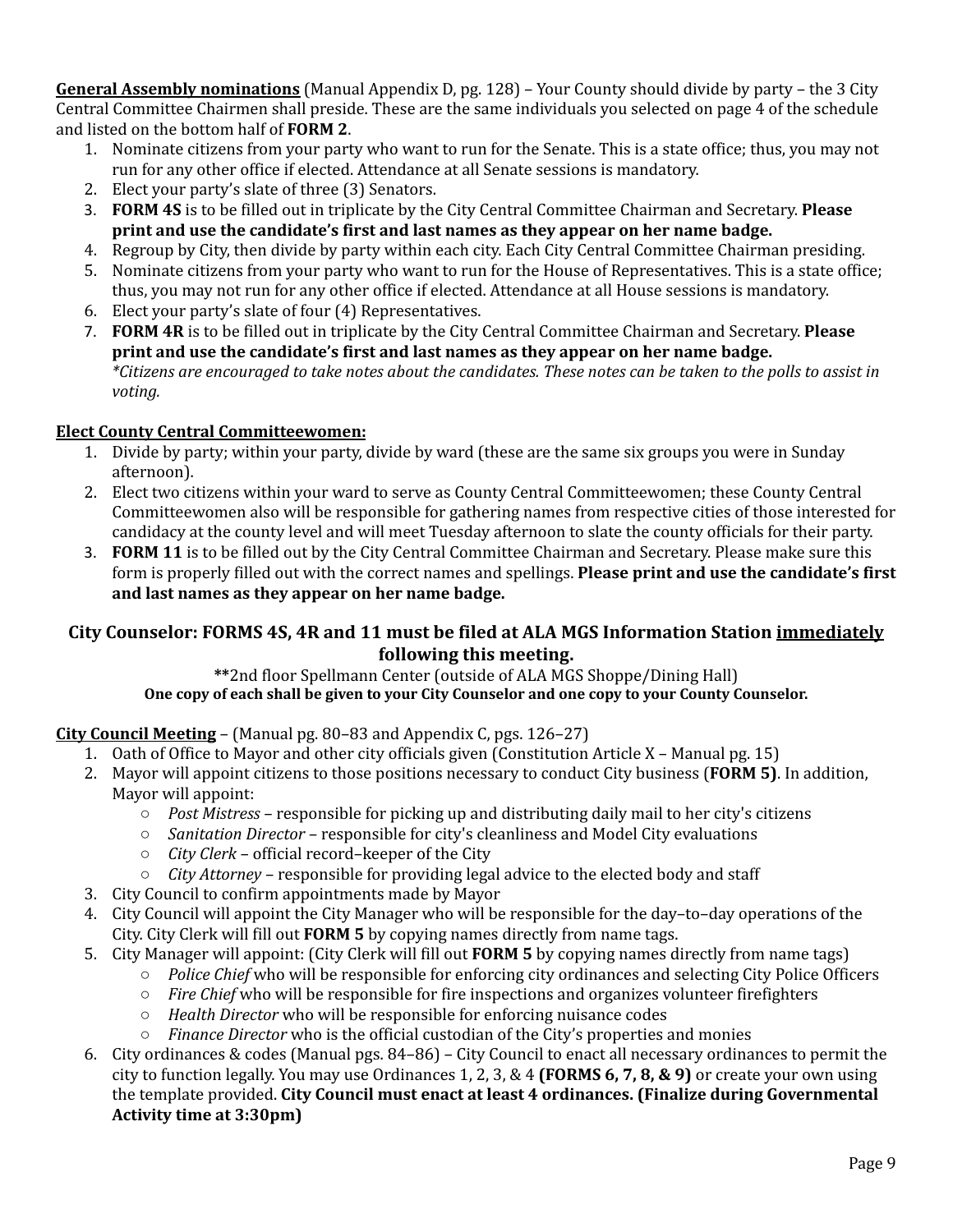**General Assembly nominations** (Manual Appendix D, pg. 128) – Your County should divide by party – the 3 City Central Committee Chairmen shall preside. These are the same individuals you selected on page 4 of the schedule and listed on the bottom half of **FORM 2**.

1. Nominate citizens from your party who want to run for the Senate. This is a state office; thus, you may not run for any other office if elected. Attendance at all Senate sessions is mandatory.
2. Elect your party's slate of three (3) Senators.
3. **FORM 4S** is to be filled out in triplicate by the City Central Committee Chairman and Secretary. **Please print and use the candidate's first and last names as they appear on her name badge.**
4. Regroup by City, then divide by party within each city. Each City Central Committee Chairman presiding.
5. Nominate citizens from your party who want to run for the House of Representatives. This is a state office; thus, you may not run for any other office if elected. Attendance at all House sessions is mandatory.
6. Elect your party's slate of four (4) Representatives.
7. **FORM 4R** is to be filled out in triplicate by the City Central Committee Chairman and Secretary. **Please print and use the candidate's first and last names as they appear on her name badge.**
   *\*Citizens are encouraged to take notes about the candidates. These notes can be taken to the polls to assist in voting.*

**Elect County Central Committeewomen:**

1. Divide by party; within your party, divide by ward (these are the same six groups you were in Sunday afternoon).
2. Elect two citizens within your ward to serve as County Central Committeewomen; these County Central Committeewomen also will be responsible for gathering names from respective cities of those interested for candidacy at the county level and will meet Tuesday afternoon to slate the county officials for their party.
3. **FORM 11** is to be filled out by the City Central Committee Chairman and Secretary. Please make sure this form is properly filled out with the correct names and spellings. **Please print and use the candidate's first and last names as they appear on her name badge.**

### City Counselor: FORMS 4S, 4R and 11 must be filed at ALA MGS Information Station immediately following this meeting.

\*\*2nd floor Spellmann Center (outside of ALA MGS Shoppe/Dining Hall)

**One copy of each shall be given to your City Counselor and one copy to your County Counselor.**

**City Council Meeting** – (Manual pg. 80–83 and Appendix C, pgs. 126–27)

1. Oath of Office to Mayor and other city officials given (Constitution Article X – Manual pg. 15)
2. Mayor will appoint citizens to those positions necessary to conduct City business (**FORM 5)**. In addition, Mayor will appoint:
   - *Post Mistress* – responsible for picking up and distributing daily mail to her city's citizens
   - *Sanitation Director* – responsible for city's cleanliness and Model City evaluations
   - *City Clerk* – official record–keeper of the City
   - *City Attorney* – responsible for providing legal advice to the elected body and staff
3. City Council to confirm appointments made by Mayor
4. City Council will appoint the City Manager who will be responsible for the day–to–day operations of the City. City Clerk will fill out **FORM 5** by copying names directly from name tags.
5. City Manager will appoint: (City Clerk will fill out **FORM 5** by copying names directly from name tags)
   - *Police Chief* who will be responsible for enforcing city ordinances and selecting City Police Officers
   - *Fire Chief* who will be responsible for fire inspections and organizes volunteer firefighters
   - *Health Director* who will be responsible for enforcing nuisance codes
   - *Finance Director* who is the official custodian of the City's properties and monies
6. City ordinances & codes (Manual pgs. 84–86) – City Council to enact all necessary ordinances to permit the city to function legally. You may use Ordinances 1, 2, 3, & 4 **(FORMS 6, 7, 8, & 9)** or create your own using the template provided. **City Council must enact at least 4 ordinances. (Finalize during Governmental Activity time at 3:30pm)**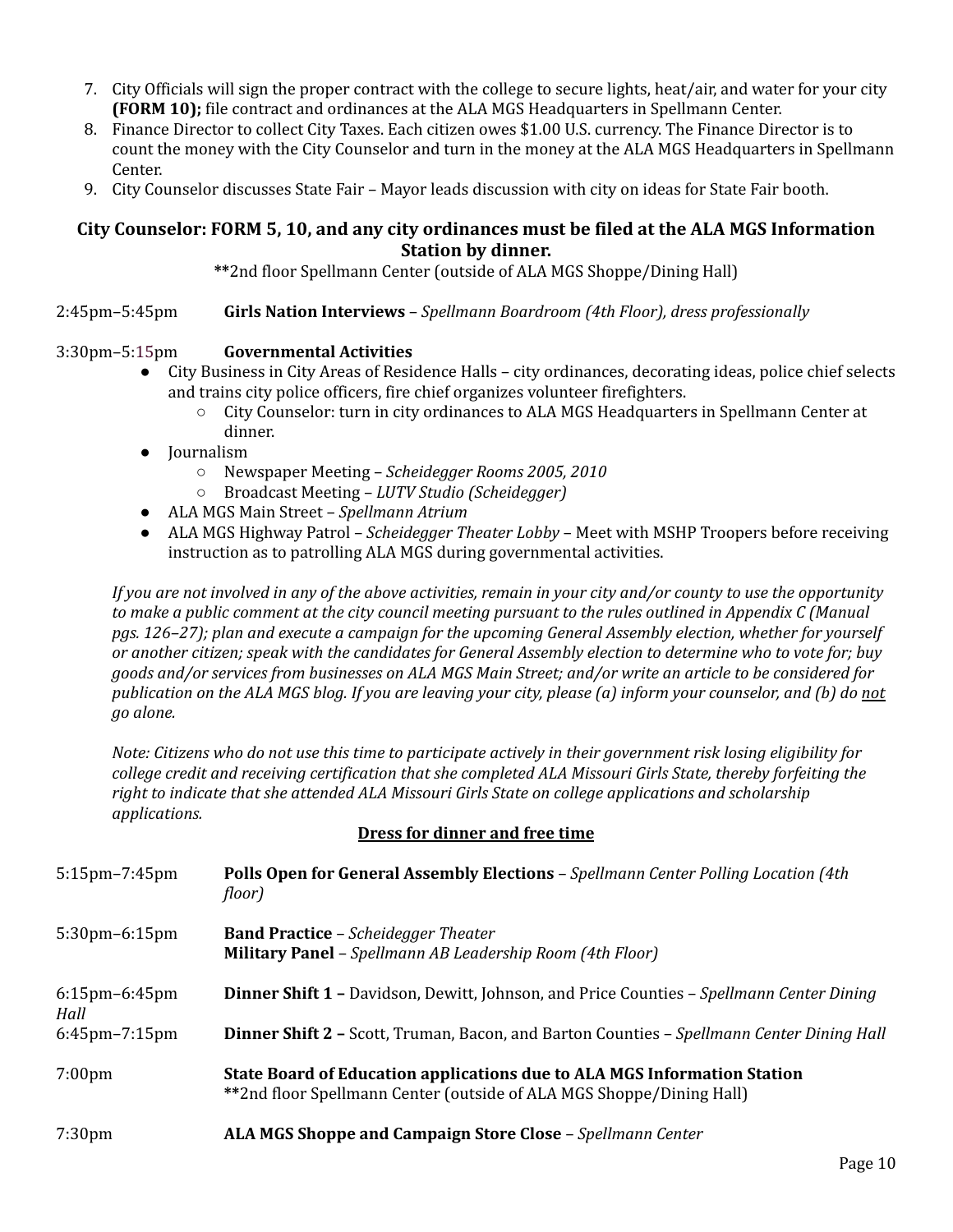7. City Officials will sign the proper contract with the college to secure lights, heat/air, and water for your city **(FORM 10);** file contract and ordinances at the ALA MGS Headquarters in Spellmann Center.
8. Finance Director to collect City Taxes. Each citizen owes $1.00 U.S. currency. The Finance Director is to count the money with the City Counselor and turn in the money at the ALA MGS Headquarters in Spellmann Center.
9. City Counselor discusses State Fair – Mayor leads discussion with city on ideas for State Fair booth.

**City Counselor: FORM 5, 10, and any city ordinances must be filed at the ALA MGS Information Station by dinner.**

**2nd floor Spellmann Center (outside of ALA MGS Shoppe/Dining Hall)

2:45pm–5:45pm **Girls Nation Interviews** – *Spellmann Boardroom (4th Floor), dress professionally*

3:30pm–5:15pm **Governmental Activities**

- City Business in City Areas of Residence Halls – city ordinances, decorating ideas, police chief selects and trains city police officers, fire chief organizes volunteer firefighters.
  - City Counselor: turn in city ordinances to ALA MGS Headquarters in Spellmann Center at dinner.
- Journalism
  - Newspaper Meeting – *Scheidegger Rooms 2005, 2010*
  - Broadcast Meeting – *LUTV Studio (Scheidegger)*
- ALA MGS Main Street – *Spellmann Atrium*
- ALA MGS Highway Patrol – *Scheidegger Theater Lobby* – Meet with MSHP Troopers before receiving instruction as to patrolling ALA MGS during governmental activities.

*If you are not involved in any of the above activities, remain in your city and/or county to use the opportunity to make a public comment at the city council meeting pursuant to the rules outlined in Appendix C (Manual pgs. 126–27); plan and execute a campaign for the upcoming General Assembly election, whether for yourself or another citizen; speak with the candidates for General Assembly election to determine who to vote for; buy goods and/or services from businesses on ALA MGS Main Street; and/or write an article to be considered for publication on the ALA MGS blog. If you are leaving your city, please (a) inform your counselor, and (b) do not go alone.*

*Note: Citizens who do not use this time to participate actively in their government risk losing eligibility for college credit and receiving certification that she completed ALA Missouri Girls State, thereby forfeiting the right to indicate that she attended ALA Missouri Girls State on college applications and scholarship applications.*

**Dress for dinner and free time**

5:15pm–7:45pm **Polls Open for General Assembly Elections** – *Spellmann Center Polling Location (4th floor)*

5:30pm–6:15pm **Band Practice** – *Scheidegger Theater*
**Military Panel** – *Spellmann AB Leadership Room (4th Floor)*

6:15pm–6:45pm **Dinner Shift 1 –** Davidson, Dewitt, Johnson, and Price Counties – *Spellmann Center Dining Hall*

6:45pm–7:15pm **Dinner Shift 2 –** Scott, Truman, Bacon, and Barton Counties – *Spellmann Center Dining Hall*

7:00pm **State Board of Education applications due to ALA MGS Information Station**
**2nd floor Spellmann Center (outside of ALA MGS Shoppe/Dining Hall)

7:30pm **ALA MGS Shoppe and Campaign Store Close** – *Spellmann Center*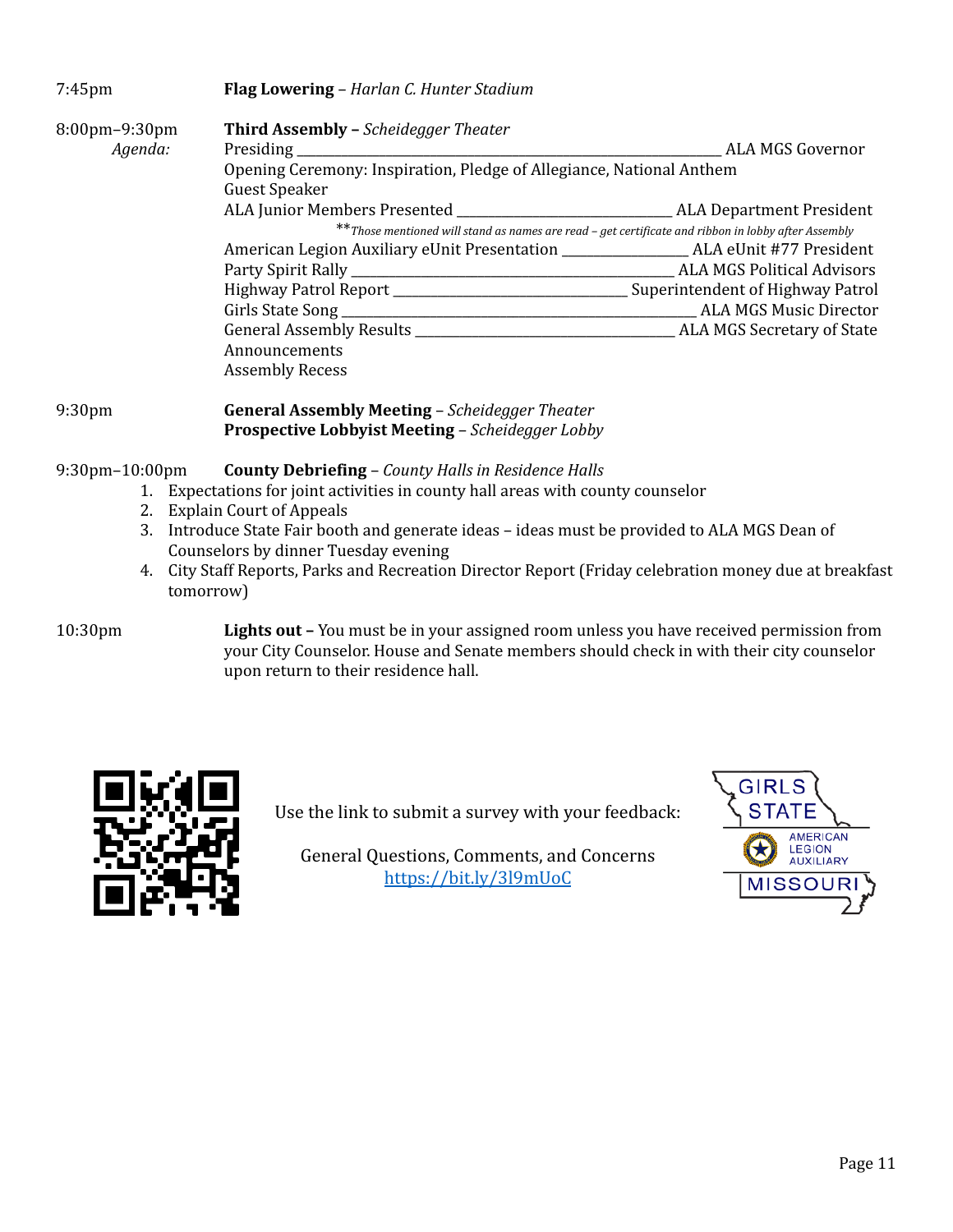7:45pm **Flag Lowering** – *Harlan C. Hunter Stadium*

8:00pm–9:30pm **Third Assembly –** *Scheidegger Theater*

*Agenda:*

Presiding ____________________________________________ ALA MGS Governor

Opening Ceremony: Inspiration, Pledge of Allegiance, National Anthem

Guest Speaker

ALA Junior Members Presented ______________________ ALA Department President

***Those mentioned will stand as names are read – get certificate and ribbon in lobby after Assembly*

American Legion Auxiliary eUnit Presentation ____________ ALA eUnit #77 President

Party Spirit Rally _________________________________ ALA MGS Political Advisors

Highway Patrol Report ________________________ Superintendent of Highway Patrol

Girls State Song ___________________________________ ALA MGS Music Director

General Assembly Results ___________________________ ALA MGS Secretary of State

Announcements

Assembly Recess

9:30pm **General Assembly Meeting** – *Scheidegger Theater*

**Prospective Lobbyist Meeting** – *Scheidegger Lobby*

9:30pm–10:00pm **County Debriefing** – *County Halls in Residence Halls*

1. Expectations for joint activities in county hall areas with county counselor
2. Explain Court of Appeals
3. Introduce State Fair booth and generate ideas – ideas must be provided to ALA MGS Dean of Counselors by dinner Tuesday evening
4. City Staff Reports, Parks and Recreation Director Report (Friday celebration money due at breakfast tomorrow)

10:30pm **Lights out –** You must be in your assigned room unless you have received permission from your City Counselor. House and Senate members should check in with their city counselor upon return to their residence hall.

Use the link to submit a survey with your feedback:

General Questions, Comments, and Concerns
https://bit.ly/3l9mUoC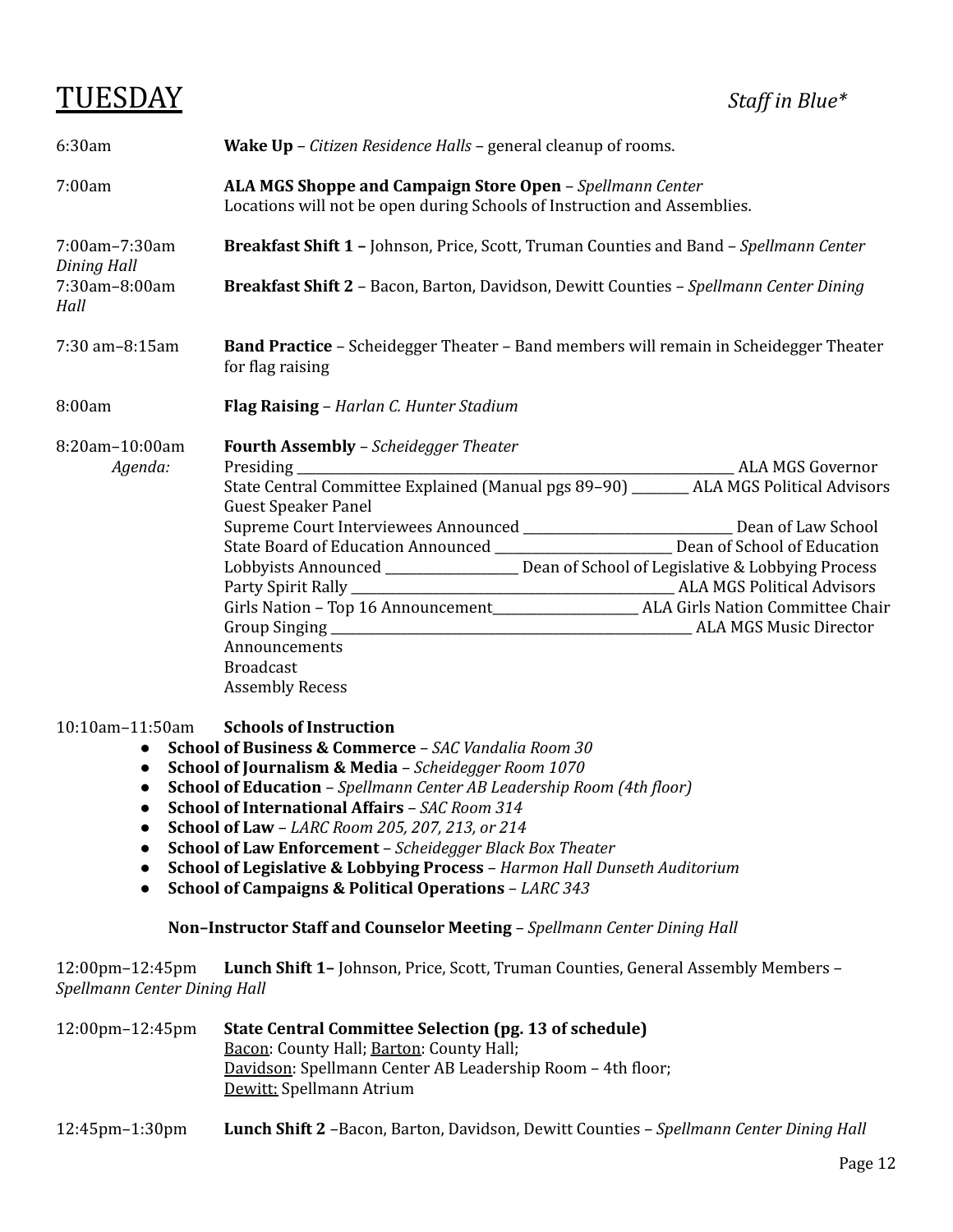# TUESDAY

*Staff in Blue**

| Time | Event |
|---|---|
| 6:30am | **Wake Up** – *Citizen Residence Halls* – general cleanup of rooms. |
| 7:00am | **ALA MGS Shoppe and Campaign Store Open** – *Spellmann Center* Locations will not be open during Schools of Instruction and Assemblies. |
| 7:00am–7:30am | **Breakfast Shift 1 –** Johnson, Price, Scott, Truman Counties and Band – *Spellmann Center Dining Hall* |
| 7:30am–8:00am | **Breakfast Shift 2** – Bacon, Barton, Davidson, Dewitt Counties – *Spellmann Center Dining Hall* |
| 7:30 am–8:15am | **Band Practice** – Scheidegger Theater – Band members will remain in Scheidegger Theater for flag raising |
| 8:00am | **Flag Raising** – *Harlan C. Hunter Stadium* |
| 8:20am–10:00am | **Fourth Assembly** – *Scheidegger Theater* |

*Agenda:*

- Presiding ______ ALA MGS Governor
- State Central Committee Explained (Manual pgs 89–90) ______ ALA MGS Political Advisors
- Guest Speaker Panel
- Supreme Court Interviewees Announced ______ Dean of Law School
- State Board of Education Announced ______ Dean of School of Education
- Lobbyists Announced ______ Dean of School of Legislative & Lobbying Process
- Party Spirit Rally ______ ALA MGS Political Advisors
- Girls Nation – Top 16 Announcement______ ALA Girls Nation Committee Chair
- Group Singing ______ ALA MGS Music Director
- Announcements
- Broadcast
- Assembly Recess

10:10am–11:50am **Schools of Instruction**

- **School of Business & Commerce** – *SAC Vandalia Room 30*
- **School of Journalism & Media** – *Scheidegger Room 1070*
- **School of Education** – *Spellmann Center AB Leadership Room (4th floor)*
- **School of International Affairs** – *SAC Room 314*
- **School of Law** – *LARC Room 205, 207, 213, or 214*
- **School of Law Enforcement** – *Scheidegger Black Box Theater*
- **School of Legislative & Lobbying Process** – *Harmon Hall Dunseth Auditorium*
- **School of Campaigns & Political Operations** – *LARC 343*

**Non–Instructor Staff and Counselor Meeting** – *Spellmann Center Dining Hall*

12:00pm–12:45pm **Lunch Shift 1–** Johnson, Price, Scott, Truman Counties, General Assembly Members – *Spellmann Center Dining Hall*

12:00pm–12:45pm **State Central Committee Selection (pg. 13 of schedule)**
Bacon: County Hall; Barton: County Hall;
Davidson: Spellmann Center AB Leadership Room – 4th floor;
Dewitt: Spellmann Atrium

12:45pm–1:30pm **Lunch Shift 2** –Bacon, Barton, Davidson, Dewitt Counties – *Spellmann Center Dining Hall*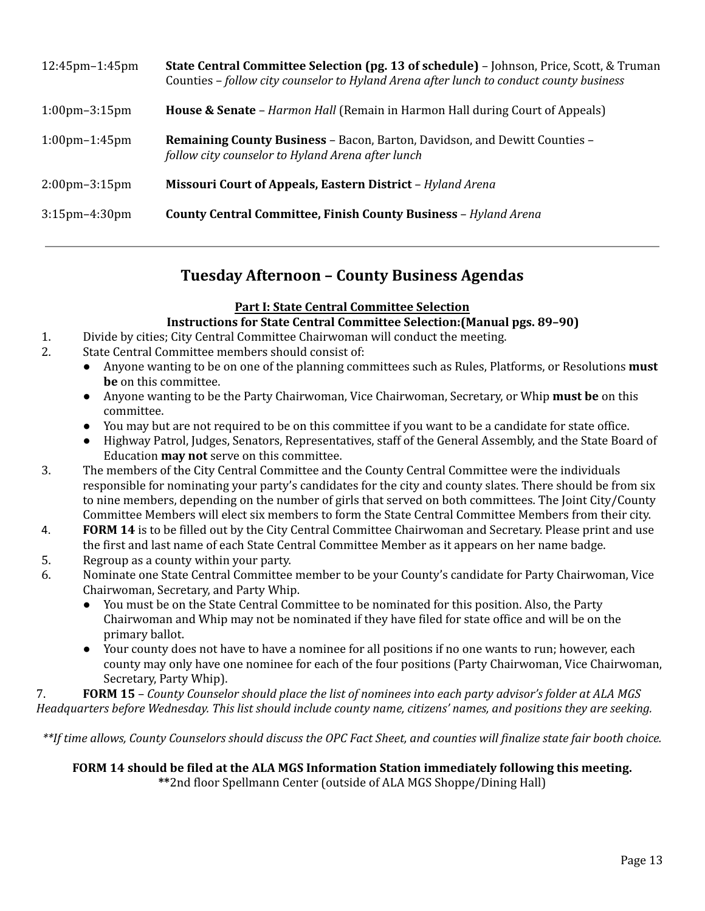| | |
|---|---|
| 12:45pm–1:45pm | **State Central Committee Selection (pg. 13 of schedule)** – Johnson, Price, Scott, & Truman Counties – *follow city counselor to Hyland Arena after lunch to conduct county business* |
| 1:00pm–3:15pm | **House & Senate** – *Harmon Hall* (Remain in Harmon Hall during Court of Appeals) |
| 1:00pm–1:45pm | **Remaining County Business** – Bacon, Barton, Davidson, and Dewitt Counties – *follow city counselor to Hyland Arena after lunch* |
| 2:00pm–3:15pm | **Missouri Court of Appeals, Eastern District** – *Hyland Arena* |
| 3:15pm–4:30pm | **County Central Committee, Finish County Business** – *Hyland Arena* |

---

## Tuesday Afternoon – County Business Agendas

### Part I: State Central Committee Selection

**Instructions for State Central Committee Selection:(Manual pgs. 89–90)**

1. Divide by cities; City Central Committee Chairwoman will conduct the meeting.
2. State Central Committee members should consist of:
   - Anyone wanting to be on one of the planning committees such as Rules, Platforms, or Resolutions **must be** on this committee.
   - Anyone wanting to be the Party Chairwoman, Vice Chairwoman, Secretary, or Whip **must be** on this committee.
   - You may but are not required to be on this committee if you want to be a candidate for state office.
   - Highway Patrol, Judges, Senators, Representatives, staff of the General Assembly, and the State Board of Education **may not** serve on this committee.
3. The members of the City Central Committee and the County Central Committee were the individuals responsible for nominating your party's candidates for the city and county slates. There should be from six to nine members, depending on the number of girls that served on both committees. The Joint City/County Committee Members will elect six members to form the State Central Committee Members from their city.
4. **FORM 14** is to be filled out by the City Central Committee Chairwoman and Secretary. Please print and use the first and last name of each State Central Committee Member as it appears on her name badge.
5. Regroup as a county within your party.
6. Nominate one State Central Committee member to be your County's candidate for Party Chairwoman, Vice Chairwoman, Secretary, and Party Whip.
   - You must be on the State Central Committee to be nominated for this position. Also, the Party Chairwoman and Whip may not be nominated if they have filed for state office and will be on the primary ballot.
   - Your county does not have to have a nominee for all positions if no one wants to run; however, each county may only have one nominee for each of the four positions (Party Chairwoman, Vice Chairwoman, Secretary, Party Whip).
7. **FORM 15** – *County Counselor should place the list of nominees into each party advisor's folder at ALA MGS Headquarters before Wednesday. This list should include county name, citizens' names, and positions they are seeking.*

*\*\*If time allows, County Counselors should discuss the OPC Fact Sheet, and counties will finalize state fair booth choice.*

**FORM 14 should be filed at the ALA MGS Information Station immediately following this meeting.**
**\*\***2nd floor Spellmann Center (outside of ALA MGS Shoppe/Dining Hall)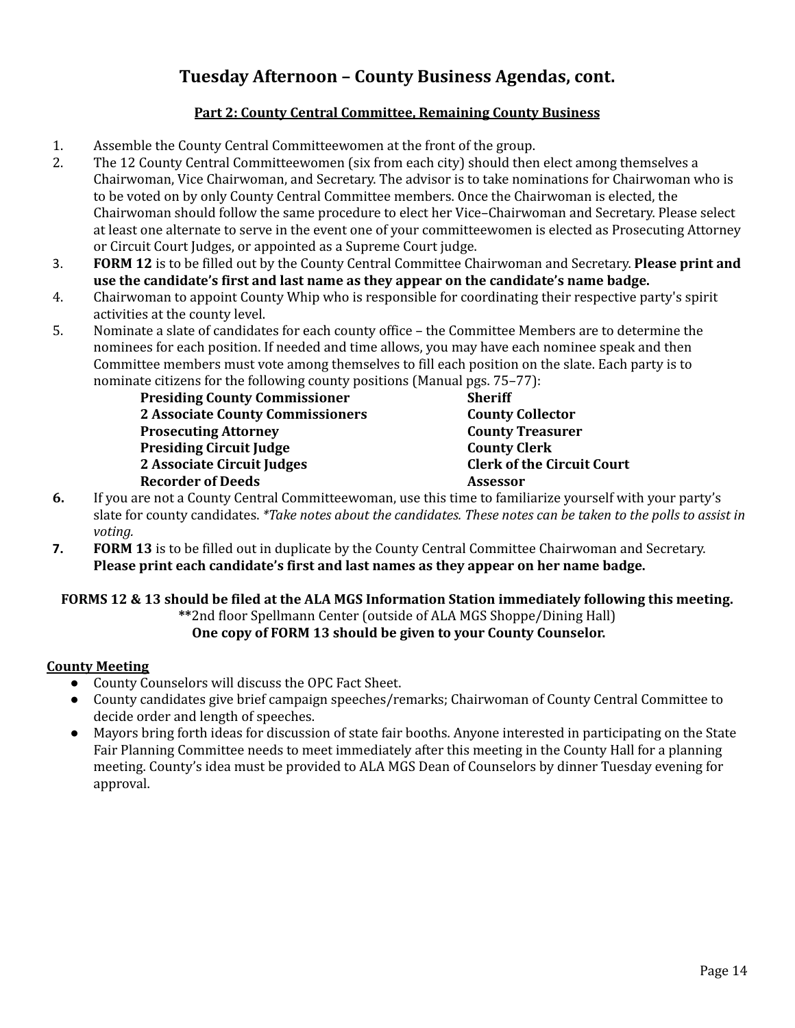# Tuesday Afternoon – County Business Agendas, cont.

## Part 2: County Central Committee, Remaining County Business

1. Assemble the County Central Committeewomen at the front of the group.
2. The 12 County Central Committeewomen (six from each city) should then elect among themselves a Chairwoman, Vice Chairwoman, and Secretary. The advisor is to take nominations for Chairwoman who is to be voted on by only County Central Committee members. Once the Chairwoman is elected, the Chairwoman should follow the same procedure to elect her Vice–Chairwoman and Secretary. Please select at least one alternate to serve in the event one of your committeewomen is elected as Prosecuting Attorney or Circuit Court Judges, or appointed as a Supreme Court judge.
3. **FORM 12** is to be filled out by the County Central Committee Chairwoman and Secretary. **Please print and use the candidate's first and last name as they appear on the candidate's name badge.**
4. Chairwoman to appoint County Whip who is responsible for coordinating their respective party's spirit activities at the county level.
5. Nominate a slate of candidates for each county office – the Committee Members are to determine the nominees for each position. If needed and time allows, you may have each nominee speak and then Committee members must vote among themselves to fill each position on the slate. Each party is to nominate citizens for the following county positions (Manual pgs. 75–77):
   - **Presiding County Commissioner**
   - **2 Associate County Commissioners**
   - **Prosecuting Attorney**
   - **Presiding Circuit Judge**
   - **2 Associate Circuit Judges**
   - **Recorder of Deeds**
   - **Sheriff**
   - **County Collector**
   - **County Treasurer**
   - **County Clerk**
   - **Clerk of the Circuit Court**
   - **Assessor**
6. If you are not a County Central Committeewoman, use this time to familiarize yourself with your party's slate for county candidates. *\*Take notes about the candidates. These notes can be taken to the polls to assist in voting.*
7. **FORM 13** is to be filled out in duplicate by the County Central Committee Chairwoman and Secretary. **Please print each candidate's first and last names as they appear on her name badge.**

**FORMS 12 & 13 should be filed at the ALA MGS Information Station immediately following this meeting.**
**\*\***2nd floor Spellmann Center (outside of ALA MGS Shoppe/Dining Hall)
**One copy of FORM 13 should be given to your County Counselor.**

**County Meeting**

- County Counselors will discuss the OPC Fact Sheet.
- County candidates give brief campaign speeches/remarks; Chairwoman of County Central Committee to decide order and length of speeches.
- Mayors bring forth ideas for discussion of state fair booths. Anyone interested in participating on the State Fair Planning Committee needs to meet immediately after this meeting in the County Hall for a planning meeting. County's idea must be provided to ALA MGS Dean of Counselors by dinner Tuesday evening for approval.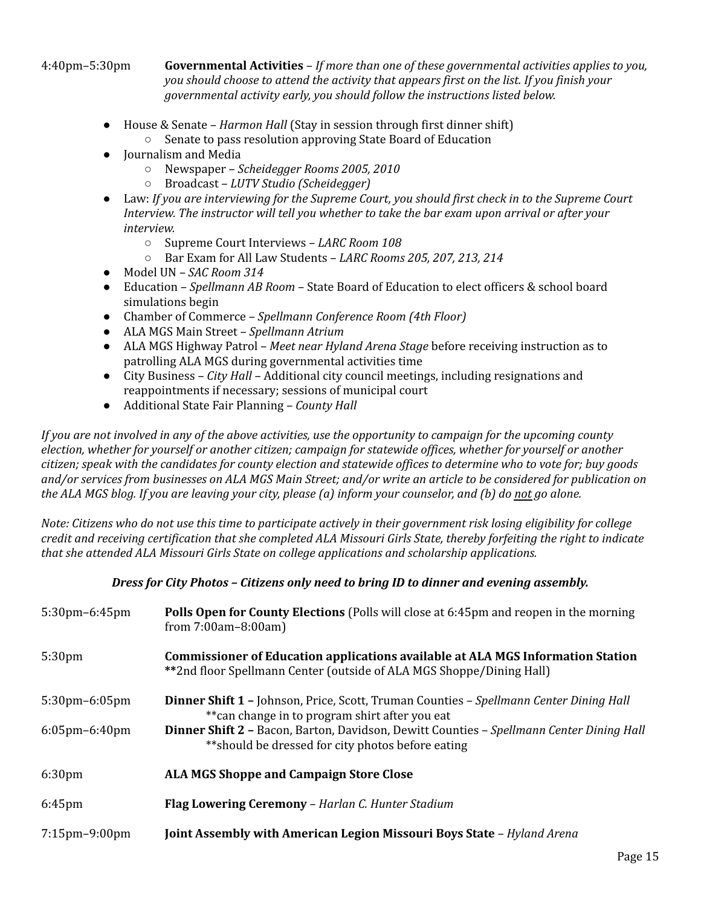4:40pm–5:30pm **Governmental Activities** – *If more than one of these governmental activities applies to you, you should choose to attend the activity that appears first on the list. If you finish your governmental activity early, you should follow the instructions listed below.*

- House & Senate – *Harmon Hall* (Stay in session through first dinner shift)
  - Senate to pass resolution approving State Board of Education
- Journalism and Media
  - Newspaper – *Scheidegger Rooms 2005, 2010*
  - Broadcast – *LUTV Studio (Scheidegger)*
- Law: *If you are interviewing for the Supreme Court, you should first check in to the Supreme Court Interview. The instructor will tell you whether to take the bar exam upon arrival or after your interview.*
  - Supreme Court Interviews – *LARC Room 108*
  - Bar Exam for All Law Students – *LARC Rooms 205, 207, 213, 214*
- Model UN – *SAC Room 314*
- Education – *Spellmann AB Room* – State Board of Education to elect officers & school board simulations begin
- Chamber of Commerce – *Spellmann Conference Room (4th Floor)*
- ALA MGS Main Street – *Spellmann Atrium*
- ALA MGS Highway Patrol – *Meet near Hyland Arena Stage* before receiving instruction as to patrolling ALA MGS during governmental activities time
- City Business – *City Hall* – Additional city council meetings, including resignations and reappointments if necessary; sessions of municipal court
- Additional State Fair Planning – *County Hall*

*If you are not involved in any of the above activities, use the opportunity to campaign for the upcoming county election, whether for yourself or another citizen; campaign for statewide offices, whether for yourself or another citizen; speak with the candidates for county election and statewide offices to determine who to vote for; buy goods and/or services from businesses on ALA MGS Main Street; and/or write an article to be considered for publication on the ALA MGS blog. If you are leaving your city, please (a) inform your counselor, and (b) do <u>not</u> go alone.*

*Note: Citizens who do not use this time to participate actively in their government risk losing eligibility for college credit and receiving certification that she completed ALA Missouri Girls State, thereby forfeiting the right to indicate that she attended ALA Missouri Girls State on college applications and scholarship applications.*

***Dress for City Photos – Citizens only need to bring ID to dinner and evening assembly.***

5:30pm–6:45pm **Polls Open for County Elections** (Polls will close at 6:45pm and reopen in the morning from 7:00am–8:00am)

5:30pm **Commissioner of Education applications available at ALA MGS Information Station**
**2nd floor Spellmann Center (outside of ALA MGS Shoppe/Dining Hall)

5:30pm–6:05pm **Dinner Shift 1 –** Johnson, Price, Scott, Truman Counties – *Spellmann Center Dining Hall*
**can change in to program shirt after you eat

6:05pm–6:40pm **Dinner Shift 2 –** Bacon, Barton, Davidson, Dewitt Counties – *Spellmann Center Dining Hall*
**should be dressed for city photos before eating

6:30pm **ALA MGS Shoppe and Campaign Store Close**

6:45pm **Flag Lowering Ceremony** – *Harlan C. Hunter Stadium*

7:15pm–9:00pm **Joint Assembly with American Legion Missouri Boys State** – *Hyland Arena*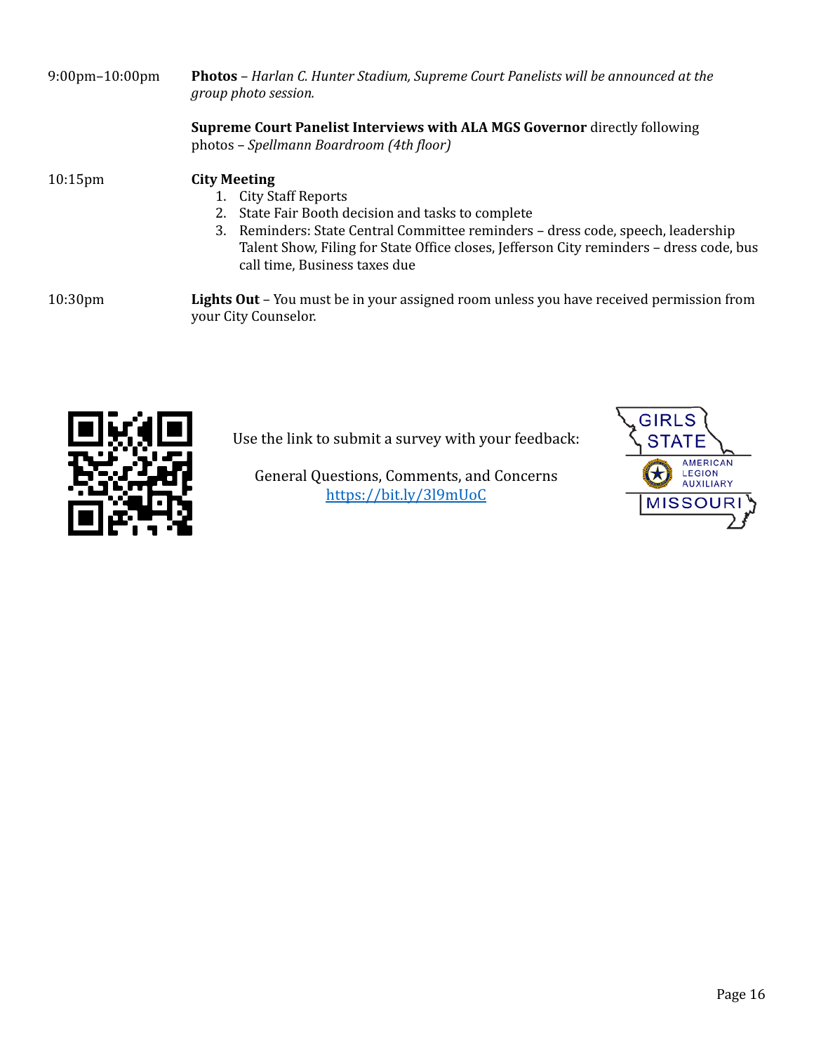9:00pm–10:00pm **Photos** – *Harlan C. Hunter Stadium, Supreme Court Panelists will be announced at the group photo session.*

**Supreme Court Panelist Interviews with ALA MGS Governor** directly following photos – *Spellmann Boardroom (4th floor)*

10:15pm **City Meeting**

1. City Staff Reports
2. State Fair Booth decision and tasks to complete
3. Reminders: State Central Committee reminders – dress code, speech, leadership Talent Show, Filing for State Office closes, Jefferson City reminders – dress code, bus call time, Business taxes due

10:30pm **Lights Out** – You must be in your assigned room unless you have received permission from your City Counselor.

Use the link to submit a survey with your feedback:

General Questions, Comments, and Concerns
https://bit.ly/3l9mUoC

GIRLS STATE
AMERICAN LEGION AUXILIARY
MISSOURI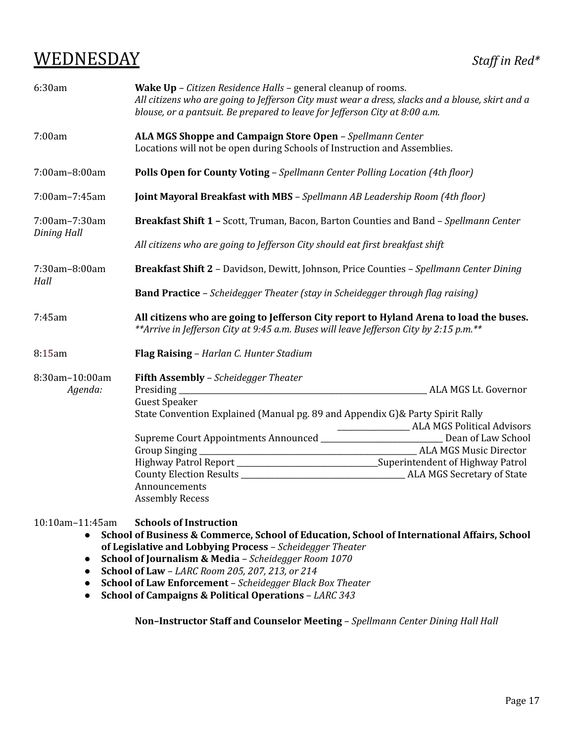# WEDNESDAY

*Staff in Red**

| | |
|---|---|
| 6:30am | **Wake Up** – *Citizen Residence Halls* – general cleanup of rooms. *All citizens who are going to Jefferson City must wear a dress, slacks and a blouse, skirt and a blouse, or a pantsuit. Be prepared to leave for Jefferson City at 8:00 a.m.* |
| 7:00am | **ALA MGS Shoppe and Campaign Store Open** – *Spellmann Center* Locations will not be open during Schools of Instruction and Assemblies. |
| 7:00am–8:00am | **Polls Open for County Voting** – *Spellmann Center Polling Location (4th floor)* |
| 7:00am–7:45am | **Joint Mayoral Breakfast with MBS** – *Spellmann AB Leadership Room (4th floor)* |
| 7:00am–7:30am *Dining Hall* | **Breakfast Shift 1 –** Scott, Truman, Bacon, Barton Counties and Band – *Spellmann Center* *All citizens who are going to Jefferson City should eat first breakfast shift* |
| 7:30am–8:00am *Hall* | **Breakfast Shift 2** – Davidson, Dewitt, Johnson, Price Counties – *Spellmann Center Dining* **Band Practice** – *Scheidegger Theater (stay in Scheidegger through flag raising)* |
| 7:45am | **All citizens who are going to Jefferson City report to Hyland Arena to load the buses.** *\*\*Arrive in Jefferson City at 9:45 a.m. Buses will leave Jefferson City by 2:15 p.m.\*\** |
| 8:15am | **Flag Raising** – *Harlan C. Hunter Stadium* |
| 8:30am–10:00am *Agenda:* | **Fifth Assembly** – *Scheidegger Theater* |

Presiding ________________________________ ALA MGS Lt. Governor
Guest Speaker
State Convention Explained (Manual pg. 89 and Appendix G)& Party Spirit Rally
__________ ALA MGS Political Advisors
Supreme Court Appointments Announced ________________ Dean of Law School
Group Singing ____________________________ ALA MGS Music Director
Highway Patrol Report __________________Superintendent of Highway Patrol
County Election Results ______________________ ALA MGS Secretary of State
Announcements
Assembly Recess

10:10am–11:45am **Schools of Instruction**

- **School of Business & Commerce, School of Education, School of International Affairs, School of Legislative and Lobbying Process** – *Scheidegger Theater*
- **School of Journalism & Media** – *Scheidegger Room 1070*
- **School of Law** – *LARC Room 205, 207, 213, or 214*
- **School of Law Enforcement** – *Scheidegger Black Box Theater*
- **School of Campaigns & Political Operations** – *LARC 343*

**Non–Instructor Staff and Counselor Meeting** – *Spellmann Center Dining Hall Hall*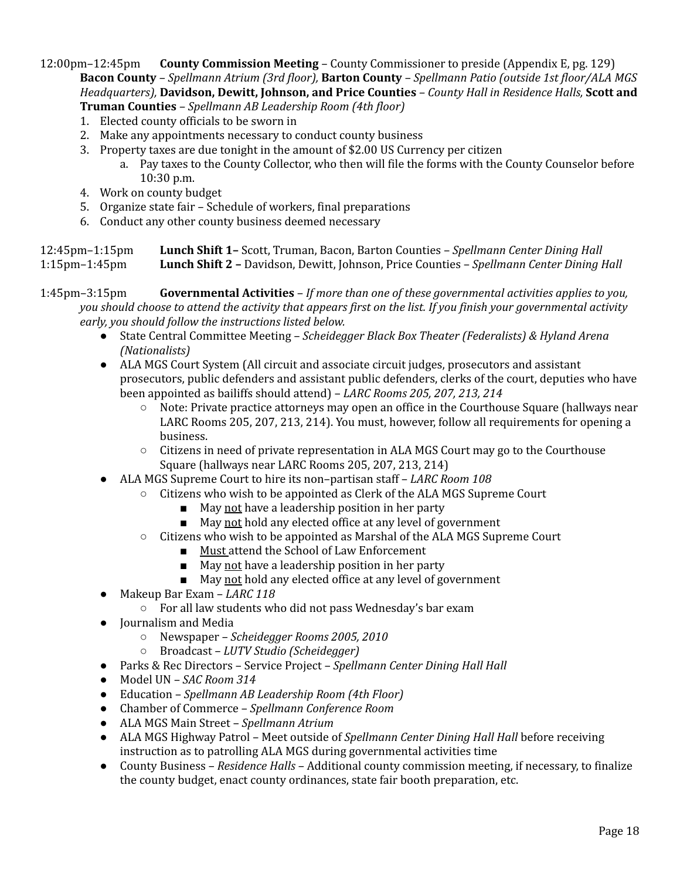12:00pm–12:45pm **County Commission Meeting** – County Commissioner to preside (Appendix E, pg. 129)
**Bacon County** – *Spellmann Atrium (3rd floor),* **Barton County** – *Spellmann Patio (outside 1st floor/ALA MGS Headquarters),* **Davidson, Dewitt, Johnson, and Price Counties** – *County Hall in Residence Halls,* **Scott and Truman Counties** – *Spellmann AB Leadership Room (4th floor)*

1. Elected county officials to be sworn in
2. Make any appointments necessary to conduct county business
3. Property taxes are due tonight in the amount of $2.00 US Currency per citizen
   a. Pay taxes to the County Collector, who then will file the forms with the County Counselor before 10:30 p.m.
4. Work on county budget
5. Organize state fair – Schedule of workers, final preparations
6. Conduct any other county business deemed necessary

12:45pm–1:15pm **Lunch Shift 1–** Scott, Truman, Bacon, Barton Counties – *Spellmann Center Dining Hall*
1:15pm–1:45pm **Lunch Shift 2 –** Davidson, Dewitt, Johnson, Price Counties – *Spellmann Center Dining Hall*

1:45pm–3:15pm **Governmental Activities** – *If more than one of these governmental activities applies to you, you should choose to attend the activity that appears first on the list. If you finish your governmental activity early, you should follow the instructions listed below.*

- State Central Committee Meeting – *Scheidegger Black Box Theater (Federalists) & Hyland Arena (Nationalists)*
- ALA MGS Court System (All circuit and associate circuit judges, prosecutors and assistant prosecutors, public defenders and assistant public defenders, clerks of the court, deputies who have been appointed as bailiffs should attend) – *LARC Rooms 205, 207, 213, 214*
  - Note: Private practice attorneys may open an office in the Courthouse Square (hallways near LARC Rooms 205, 207, 213, 214). You must, however, follow all requirements for opening a business.
  - Citizens in need of private representation in ALA MGS Court may go to the Courthouse Square (hallways near LARC Rooms 205, 207, 213, 214)
- ALA MGS Supreme Court to hire its non–partisan staff – *LARC Room 108*
  - Citizens who wish to be appointed as Clerk of the ALA MGS Supreme Court
    - May <u>not</u> have a leadership position in her party
    - May <u>not</u> hold any elected office at any level of government
  - Citizens who wish to be appointed as Marshal of the ALA MGS Supreme Court
    - <u>Must</u> attend the School of Law Enforcement
    - May <u>not</u> have a leadership position in her party
    - May <u>not</u> hold any elected office at any level of government
- Makeup Bar Exam – *LARC 118*
  - For all law students who did not pass Wednesday's bar exam
- Journalism and Media
  - Newspaper – *Scheidegger Rooms 2005, 2010*
  - Broadcast – *LUTV Studio (Scheidegger)*
- Parks & Rec Directors – Service Project – *Spellmann Center Dining Hall Hall*
- Model UN – *SAC Room 314*
- Education – *Spellmann AB Leadership Room (4th Floor)*
- Chamber of Commerce – *Spellmann Conference Room*
- ALA MGS Main Street – *Spellmann Atrium*
- ALA MGS Highway Patrol – Meet outside of *Spellmann Center Dining Hall Hall* before receiving instruction as to patrolling ALA MGS during governmental activities time
- County Business – *Residence Halls* – Additional county commission meeting, if necessary, to finalize the county budget, enact county ordinances, state fair booth preparation, etc.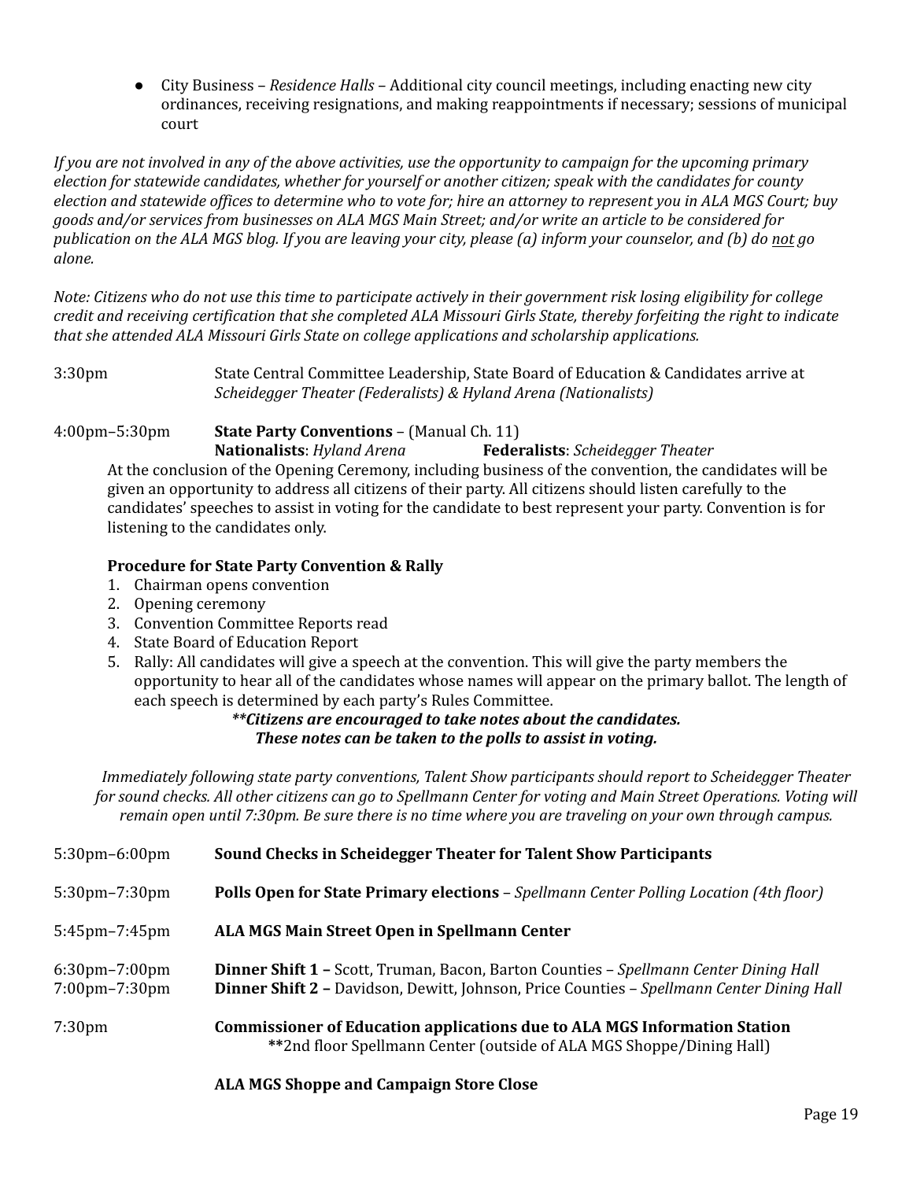- City Business – *Residence Halls* – Additional city council meetings, including enacting new city ordinances, receiving resignations, and making reappointments if necessary; sessions of municipal court

*If you are not involved in any of the above activities, use the opportunity to campaign for the upcoming primary election for statewide candidates, whether for yourself or another citizen; speak with the candidates for county election and statewide offices to determine who to vote for; hire an attorney to represent you in ALA MGS Court; buy goods and/or services from businesses on ALA MGS Main Street; and/or write an article to be considered for publication on the ALA MGS blog. If you are leaving your city, please (a) inform your counselor, and (b) do <u>not</u> go alone.*

*Note: Citizens who do not use this time to participate actively in their government risk losing eligibility for college credit and receiving certification that she completed ALA Missouri Girls State, thereby forfeiting the right to indicate that she attended ALA Missouri Girls State on college applications and scholarship applications.*

3:30pm — State Central Committee Leadership, State Board of Education & Candidates arrive at *Scheidegger Theater (Federalists) & Hyland Arena (Nationalists)*

4:00pm–5:30pm — **State Party Conventions** – (Manual Ch. 11)

**Nationalists**: *Hyland Arena* **Federalists**: *Scheidegger Theater*

At the conclusion of the Opening Ceremony, including business of the convention, the candidates will be given an opportunity to address all citizens of their party. All citizens should listen carefully to the candidates' speeches to assist in voting for the candidate to best represent your party. Convention is for listening to the candidates only.

**Procedure for State Party Convention & Rally**

1. Chairman opens convention
2. Opening ceremony
3. Convention Committee Reports read
4. State Board of Education Report
5. Rally: All candidates will give a speech at the convention. This will give the party members the opportunity to hear all of the candidates whose names will appear on the primary ballot. The length of each speech is determined by each party's Rules Committee.

***\*\*Citizens are encouraged to take notes about the candidates. These notes can be taken to the polls to assist in voting.***

*Immediately following state party conventions, Talent Show participants should report to Scheidegger Theater for sound checks. All other citizens can go to Spellmann Center for voting and Main Street Operations. Voting will remain open until 7:30pm. Be sure there is no time where you are traveling on your own through campus.*

5:30pm–6:00pm — **Sound Checks in Scheidegger Theater for Talent Show Participants**

5:30pm–7:30pm — **Polls Open for State Primary elections** – *Spellmann Center Polling Location (4th floor)*

5:45pm–7:45pm — **ALA MGS Main Street Open in Spellmann Center**

6:30pm–7:00pm — **Dinner Shift 1 –** Scott, Truman, Bacon, Barton Counties – *Spellmann Center Dining Hall*

7:00pm–7:30pm — **Dinner Shift 2 –** Davidson, Dewitt, Johnson, Price Counties – *Spellmann Center Dining Hall*

7:30pm — **Commissioner of Education applications due to ALA MGS Information Station**

**\*\***2nd floor Spellmann Center (outside of ALA MGS Shoppe/Dining Hall)

**ALA MGS Shoppe and Campaign Store Close**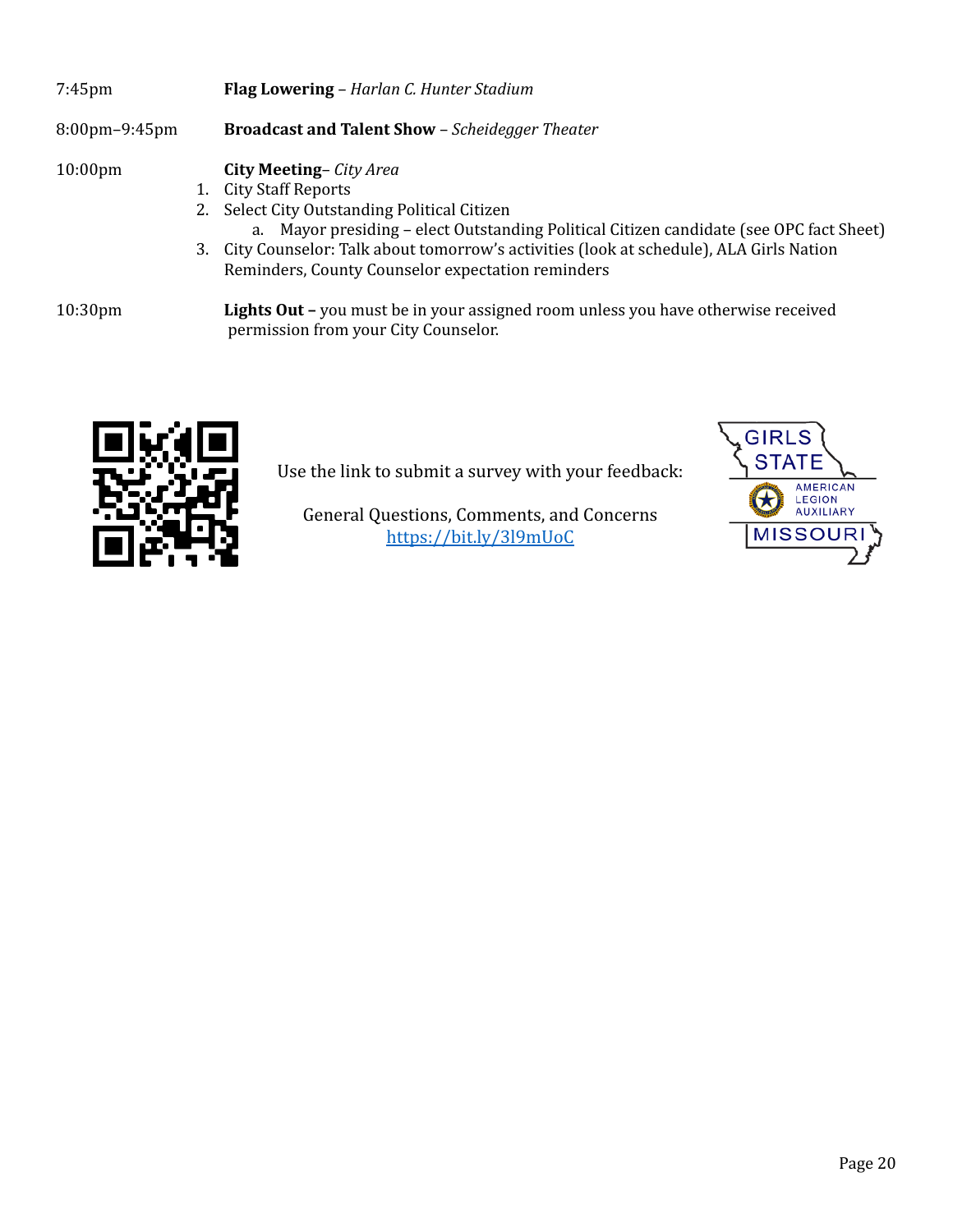7:45pm **Flag Lowering** – *Harlan C. Hunter Stadium*

8:00pm–9:45pm **Broadcast and Talent Show** – *Scheidegger Theater*

10:00pm **City Meeting**– *City Area*

1. City Staff Reports
2. Select City Outstanding Political Citizen
   a. Mayor presiding – elect Outstanding Political Citizen candidate (see OPC fact Sheet)
3. City Counselor: Talk about tomorrow's activities (look at schedule), ALA Girls Nation Reminders, County Counselor expectation reminders

10:30pm **Lights Out –** you must be in your assigned room unless you have otherwise received permission from your City Counselor.

Use the link to submit a survey with your feedback:

General Questions, Comments, and Concerns
https://bit.ly/3l9mUoC

GIRLS STATE
AMERICAN LEGION AUXILIARY
MISSOURI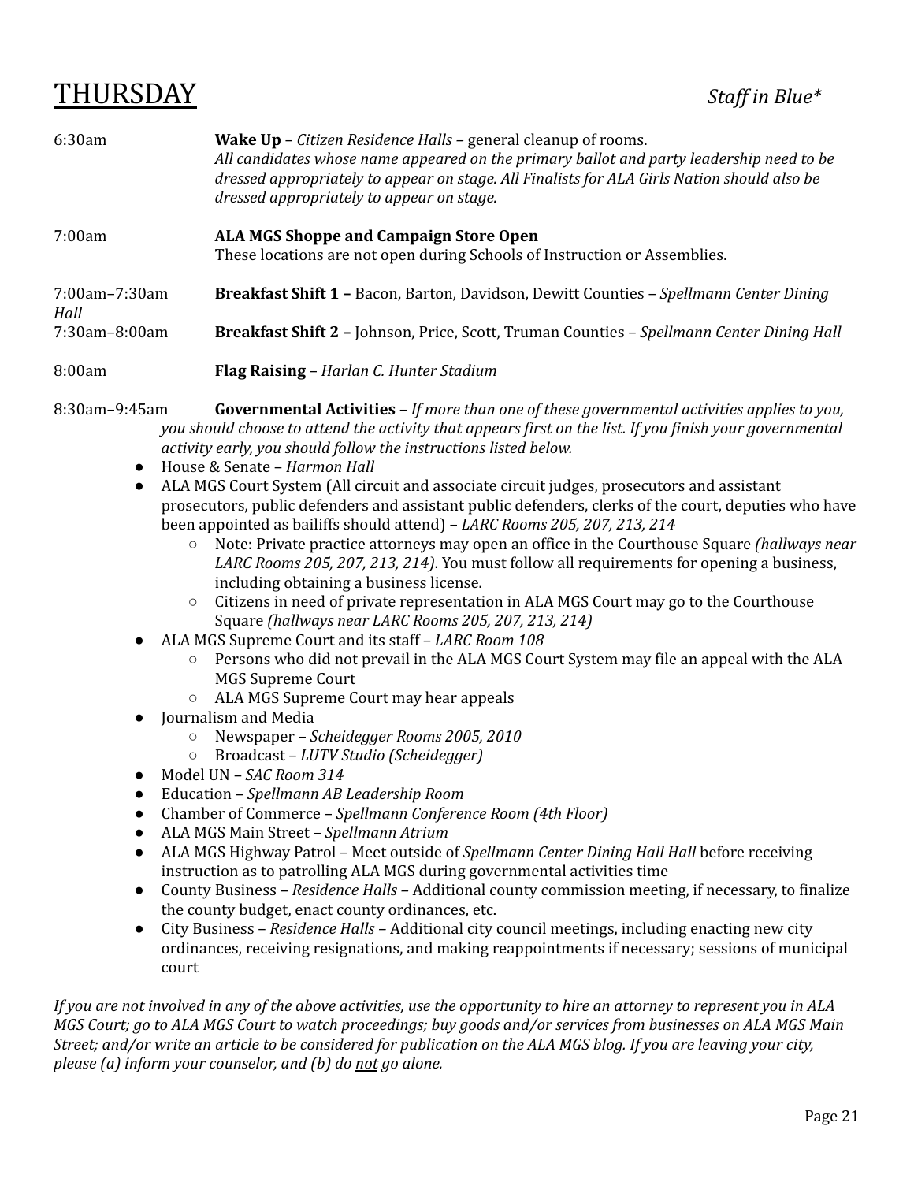# THURSDAY

*Staff in Blue**

6:30am **Wake Up** – *Citizen Residence Halls* – general cleanup of rooms.
*All candidates whose name appeared on the primary ballot and party leadership need to be dressed appropriately to appear on stage. All Finalists for ALA Girls Nation should also be dressed appropriately to appear on stage.*

7:00am **ALA MGS Shoppe and Campaign Store Open**
These locations are not open during Schools of Instruction or Assemblies.

7:00am–7:30am **Breakfast Shift 1 –** Bacon, Barton, Davidson, Dewitt Counties – *Spellmann Center Dining Hall*

7:30am–8:00am **Breakfast Shift 2 –** Johnson, Price, Scott, Truman Counties – *Spellmann Center Dining Hall*

8:00am **Flag Raising** – *Harlan C. Hunter Stadium*

8:30am–9:45am **Governmental Activities** – *If more than one of these governmental activities applies to you, you should choose to attend the activity that appears first on the list. If you finish your governmental activity early, you should follow the instructions listed below.*

- House & Senate – *Harmon Hall*
- ALA MGS Court System (All circuit and associate circuit judges, prosecutors and assistant prosecutors, public defenders and assistant public defenders, clerks of the court, deputies who have been appointed as bailiffs should attend) – *LARC Rooms 205, 207, 213, 214*
  - Note: Private practice attorneys may open an office in the Courthouse Square *(hallways near LARC Rooms 205, 207, 213, 214)*. You must follow all requirements for opening a business, including obtaining a business license.
  - Citizens in need of private representation in ALA MGS Court may go to the Courthouse Square *(hallways near LARC Rooms 205, 207, 213, 214)*
- ALA MGS Supreme Court and its staff – *LARC Room 108*
  - Persons who did not prevail in the ALA MGS Court System may file an appeal with the ALA MGS Supreme Court
  - ALA MGS Supreme Court may hear appeals
- Journalism and Media
  - Newspaper – *Scheidegger Rooms 2005, 2010*
  - Broadcast – *LUTV Studio (Scheidegger)*
- Model UN – *SAC Room 314*
- Education – *Spellmann AB Leadership Room*
- Chamber of Commerce – *Spellmann Conference Room (4th Floor)*
- ALA MGS Main Street – *Spellmann Atrium*
- ALA MGS Highway Patrol – Meet outside of *Spellmann Center Dining Hall Hall* before receiving instruction as to patrolling ALA MGS during governmental activities time
- County Business – *Residence Halls* – Additional county commission meeting, if necessary, to finalize the county budget, enact county ordinances, etc.
- City Business – *Residence Halls* – Additional city council meetings, including enacting new city ordinances, receiving resignations, and making reappointments if necessary; sessions of municipal court

*If you are not involved in any of the above activities, use the opportunity to hire an attorney to represent you in ALA MGS Court; go to ALA MGS Court to watch proceedings; buy goods and/or services from businesses on ALA MGS Main Street; and/or write an article to be considered for publication on the ALA MGS blog. If you are leaving your city, please (a) inform your counselor, and (b) do not go alone.*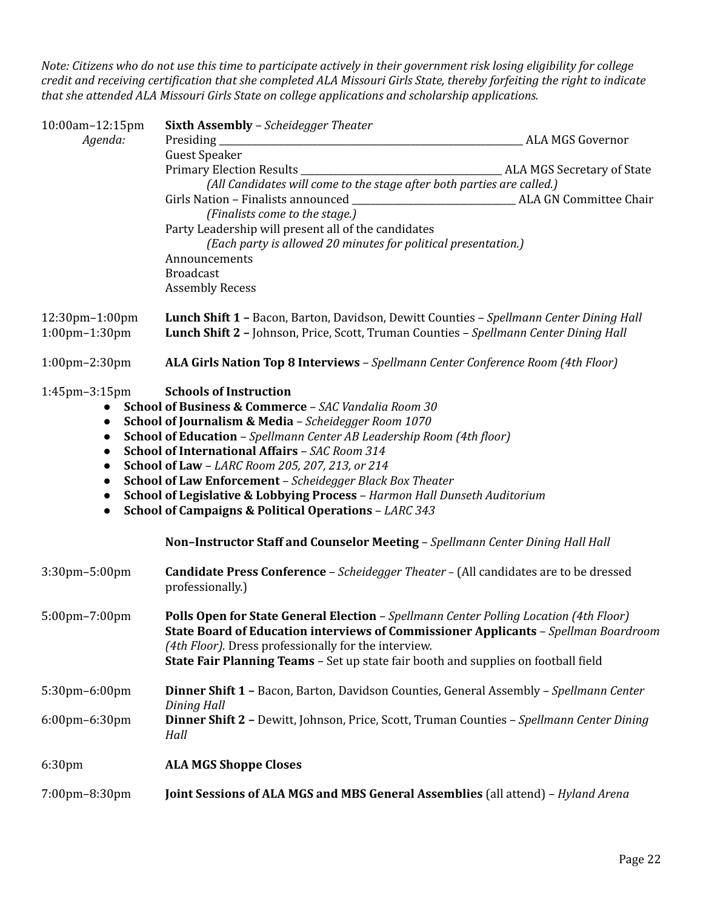*Note: Citizens who do not use this time to participate actively in their government risk losing eligibility for college credit and receiving certification that she completed ALA Missouri Girls State, thereby forfeiting the right to indicate that she attended ALA Missouri Girls State on college applications and scholarship applications.*

10:00am–12:15pm **Sixth Assembly** – *Scheidegger Theater*

*Agenda:*

- Presiding ____________________ ALA MGS Governor
- Guest Speaker
- Primary Election Results ____________________ ALA MGS Secretary of State
  - *(All Candidates will come to the stage after both parties are called.)*
- Girls Nation – Finalists announced ____________________ ALA GN Committee Chair
  - *(Finalists come to the stage.)*
- Party Leadership will present all of the candidates
  - *(Each party is allowed 20 minutes for political presentation.)*
- Announcements
- Broadcast
- Assembly Recess

12:30pm–1:00pm **Lunch Shift 1 –** Bacon, Barton, Davidson, Dewitt Counties – *Spellmann Center Dining Hall*

1:00pm–1:30pm **Lunch Shift 2 –** Johnson, Price, Scott, Truman Counties – *Spellmann Center Dining Hall*

1:00pm–2:30pm **ALA Girls Nation Top 8 Interviews** – *Spellmann Center Conference Room (4th Floor)*

1:45pm–3:15pm **Schools of Instruction**

- **School of Business & Commerce** – *SAC Vandalia Room 30*
- **School of Journalism & Media** – *Scheidegger Room 1070*
- **School of Education** – *Spellmann Center AB Leadership Room (4th floor)*
- **School of International Affairs** – *SAC Room 314*
- **School of Law** – *LARC Room 205, 207, 213, or 214*
- **School of Law Enforcement** – *Scheidegger Black Box Theater*
- **School of Legislative & Lobbying Process** – *Harmon Hall Dunseth Auditorium*
- **School of Campaigns & Political Operations** – *LARC 343*

**Non–Instructor Staff and Counselor Meeting** – *Spellmann Center Dining Hall Hall*

3:30pm–5:00pm **Candidate Press Conference** – *Scheidegger Theater* – (All candidates are to be dressed professionally.)

5:00pm–7:00pm **Polls Open for State General Election** – *Spellmann Center Polling Location (4th Floor)*
**State Board of Education interviews of Commissioner Applicants** – *Spellman Boardroom (4th Floor).* Dress professionally for the interview.
**State Fair Planning Teams** – Set up state fair booth and supplies on football field

5:30pm–6:00pm **Dinner Shift 1 –** Bacon, Barton, Davidson Counties, General Assembly – *Spellmann Center Dining Hall*

6:00pm–6:30pm **Dinner Shift 2 –** Dewitt, Johnson, Price, Scott, Truman Counties – *Spellmann Center Dining Hall*

6:30pm **ALA MGS Shoppe Closes**

7:00pm–8:30pm **Joint Sessions of ALA MGS and MBS General Assemblies** (all attend) – *Hyland Arena*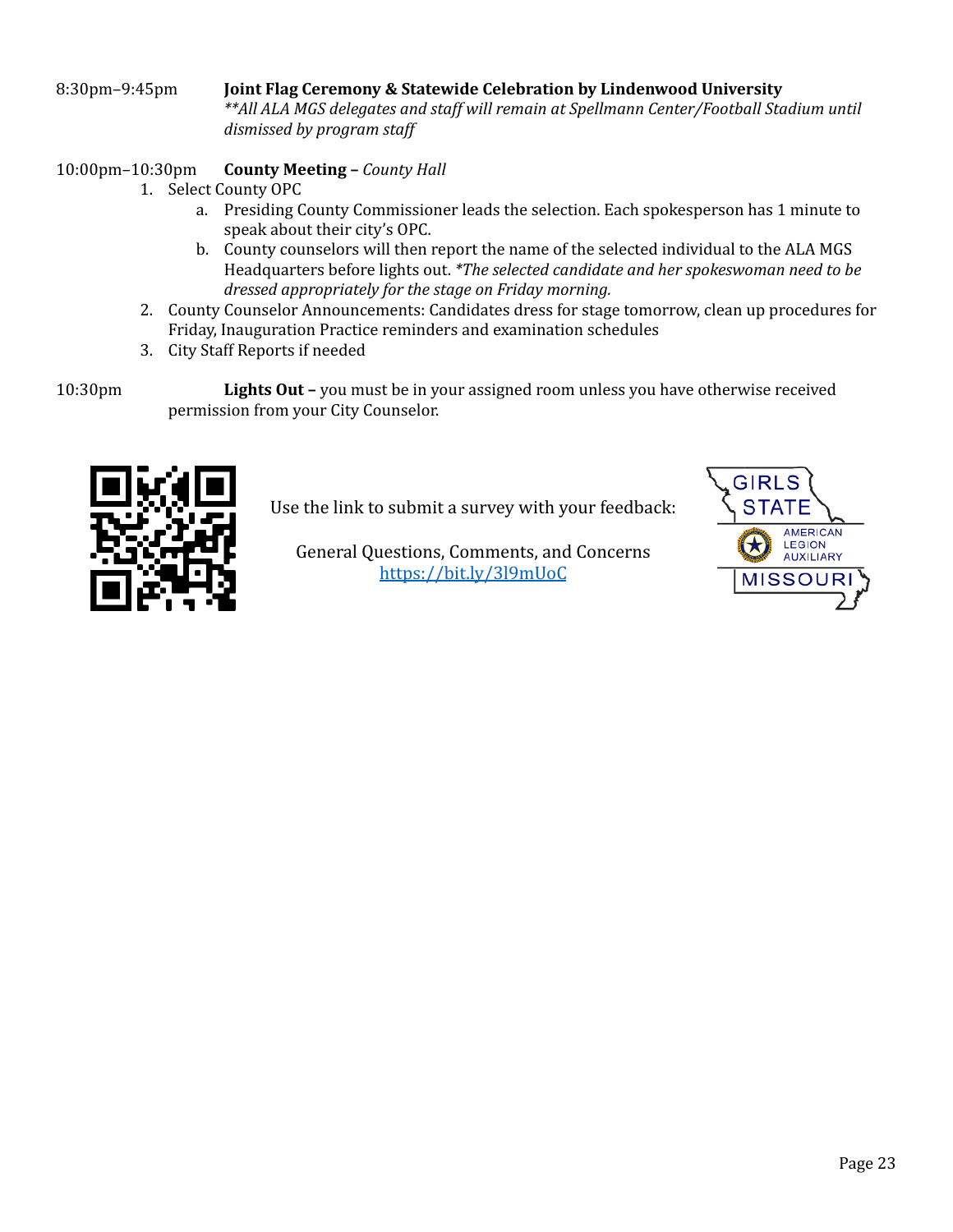8:30pm–9:45pm **Joint Flag Ceremony & Statewide Celebration by Lindenwood University**
*\*\*All ALA MGS delegates and staff will remain at Spellmann Center/Football Stadium until dismissed by program staff*

10:00pm–10:30pm **County Meeting –** *County Hall*

1. Select County OPC
   a. Presiding County Commissioner leads the selection. Each spokesperson has 1 minute to speak about their city's OPC.
   b. County counselors will then report the name of the selected individual to the ALA MGS Headquarters before lights out. *\*The selected candidate and her spokeswoman need to be dressed appropriately for the stage on Friday morning.*
2. County Counselor Announcements: Candidates dress for stage tomorrow, clean up procedures for Friday, Inauguration Practice reminders and examination schedules
3. City Staff Reports if needed

10:30pm **Lights Out –** you must be in your assigned room unless you have otherwise received permission from your City Counselor.

Use the link to submit a survey with your feedback:

General Questions, Comments, and Concerns
[https://bit.ly/3l9mUoC](https://bit.ly/3l9mUoC)

GIRLS STATE
AMERICAN LEGION AUXILIARY
MISSOURI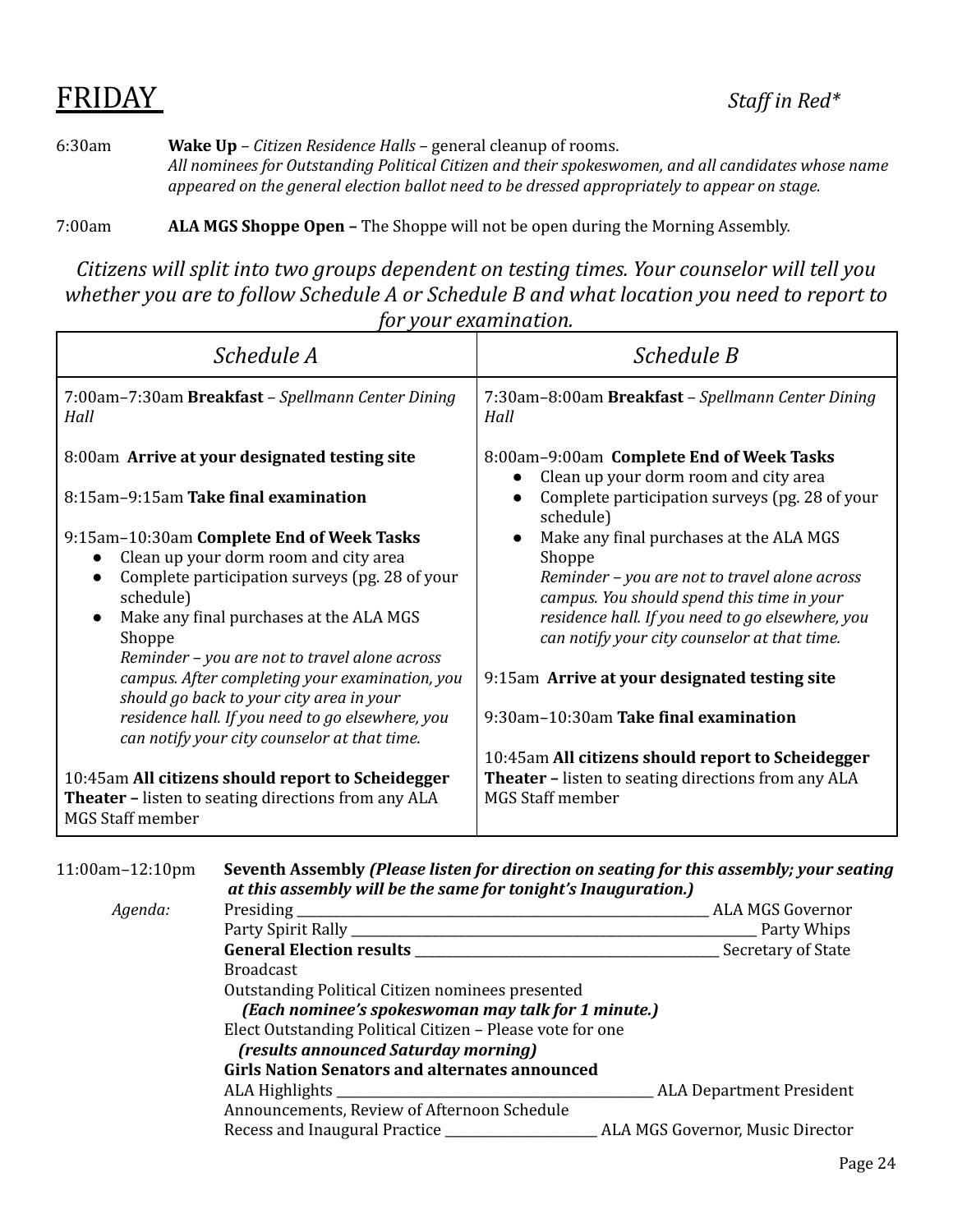# FRIDAY

*Staff in Red**

6:30am **Wake Up** – *Citizen Residence Halls* – general cleanup of rooms.
*All nominees for Outstanding Political Citizen and their spokeswomen, and all candidates whose name appeared on the general election ballot need to be dressed appropriately to appear on stage.*

7:00am **ALA MGS Shoppe Open –** The Shoppe will not be open during the Morning Assembly.

*Citizens will split into two groups dependent on testing times. Your counselor will tell you whether you are to follow Schedule A or Schedule B and what location you need to report to for your examination.*

| *Schedule A* | *Schedule B* |
|---|---|
| 7:00am–7:30am **Breakfast** – *Spellmann Center Dining Hall*<br><br>8:00am **Arrive at your designated testing site**<br><br>8:15am–9:15am **Take final examination**<br><br>9:15am–10:30am **Complete End of Week Tasks**<br>● Clean up your dorm room and city area<br>● Complete participation surveys (pg. 28 of your schedule)<br>● Make any final purchases at the ALA MGS Shoppe<br>*Reminder – you are not to travel alone across campus. After completing your examination, you should go back to your city area in your residence hall. If you need to go elsewhere, you can notify your city counselor at that time.*<br><br>10:45am **All citizens should report to Scheidegger Theater –** listen to seating directions from any ALA MGS Staff member | 7:30am–8:00am **Breakfast** – *Spellmann Center Dining Hall*<br><br>8:00am–9:00am **Complete End of Week Tasks**<br>● Clean up your dorm room and city area<br>● Complete participation surveys (pg. 28 of your schedule)<br>● Make any final purchases at the ALA MGS Shoppe<br>*Reminder – you are not to travel alone across campus. You should spend this time in your residence hall. If you need to go elsewhere, you can notify your city counselor at that time.*<br><br>9:15am **Arrive at your designated testing site**<br><br>9:30am–10:30am **Take final examination**<br><br>10:45am **All citizens should report to Scheidegger Theater –** listen to seating directions from any ALA MGS Staff member |

11:00am–12:10pm **Seventh Assembly** ***(Please listen for direction on seating for this assembly; your seating at this assembly will be the same for tonight's Inauguration.)***

*Agenda:*

Presiding ________________________________ ALA MGS Governor
Party Spirit Rally ________________________________ Party Whips
**General Election results** ________________________ Secretary of State
Broadcast
Outstanding Political Citizen nominees presented
***(Each nominee's spokeswoman may talk for 1 minute.)***
Elect Outstanding Political Citizen – Please vote for one
***(results announced Saturday morning)***
**Girls Nation Senators and alternates announced**
ALA Highlights ________________________ ALA Department President
Announcements, Review of Afternoon Schedule
Recess and Inaugural Practice ____________ ALA MGS Governor, Music Director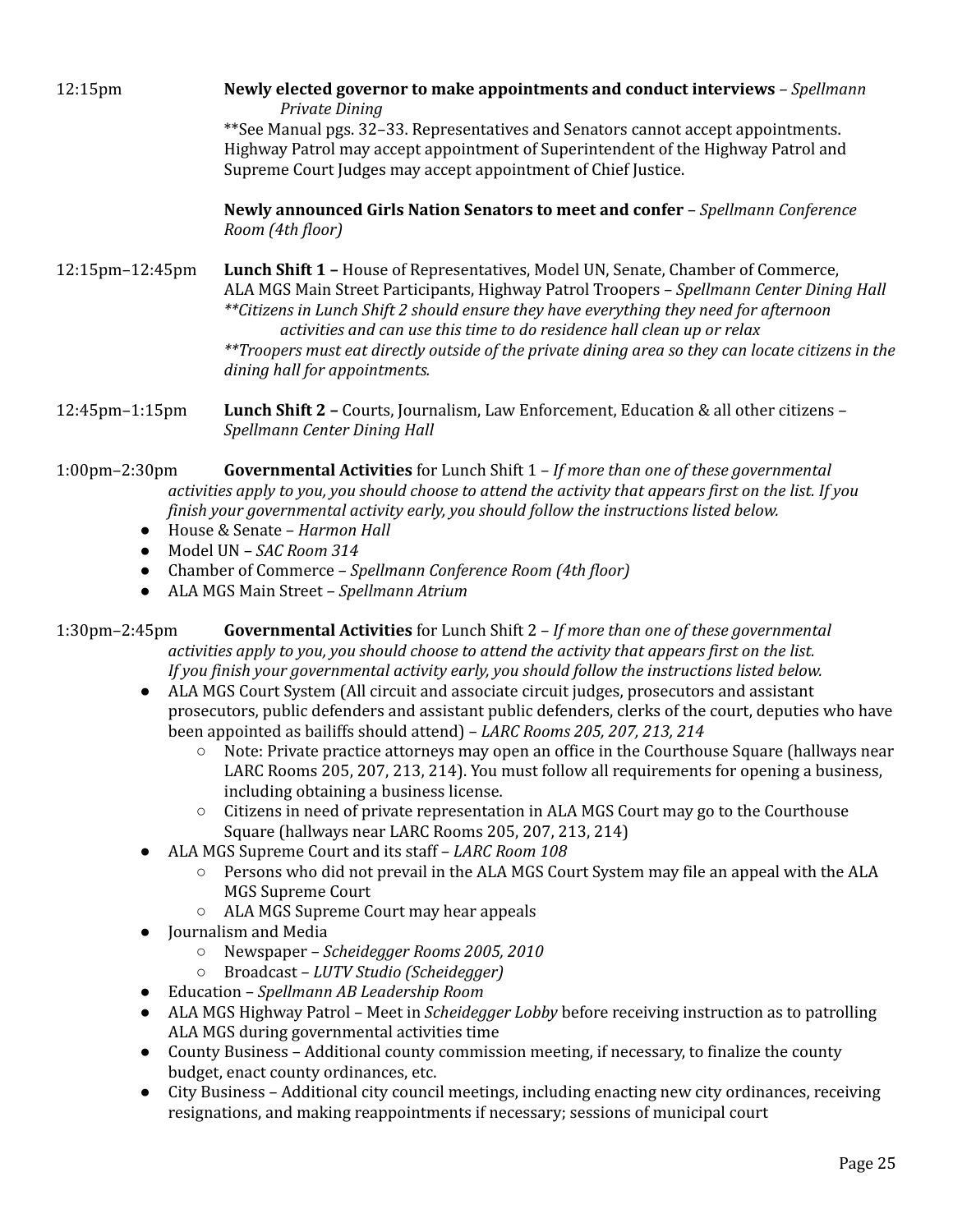12:15pm **Newly elected governor to make appointments and conduct interviews** – *Spellmann Private Dining*

**See Manual pgs. 32–33. Representatives and Senators cannot accept appointments. Highway Patrol may accept appointment of Superintendent of the Highway Patrol and Supreme Court Judges may accept appointment of Chief Justice.

**Newly announced Girls Nation Senators to meet and confer** – *Spellmann Conference Room (4th floor)*

12:15pm–12:45pm **Lunch Shift 1 –** House of Representatives, Model UN, Senate, Chamber of Commerce, ALA MGS Main Street Participants, Highway Patrol Troopers – *Spellmann Center Dining Hall*

*\*\*Citizens in Lunch Shift 2 should ensure they have everything they need for afternoon activities and can use this time to do residence hall clean up or relax*

*\*\*Troopers must eat directly outside of the private dining area so they can locate citizens in the dining hall for appointments.*

12:45pm–1:15pm **Lunch Shift 2 –** Courts, Journalism, Law Enforcement, Education & all other citizens – *Spellmann Center Dining Hall*

1:00pm–2:30pm **Governmental Activities** for Lunch Shift 1 – *If more than one of these governmental activities apply to you, you should choose to attend the activity that appears first on the list. If you finish your governmental activity early, you should follow the instructions listed below.*

- House & Senate – *Harmon Hall*
- Model UN – *SAC Room 314*
- Chamber of Commerce – *Spellmann Conference Room (4th floor)*
- ALA MGS Main Street – *Spellmann Atrium*

1:30pm–2:45pm **Governmental Activities** for Lunch Shift 2 – *If more than one of these governmental activities apply to you, you should choose to attend the activity that appears first on the list. If you finish your governmental activity early, you should follow the instructions listed below.*

- ALA MGS Court System (All circuit and associate circuit judges, prosecutors and assistant prosecutors, public defenders and assistant public defenders, clerks of the court, deputies who have been appointed as bailiffs should attend) – *LARC Rooms 205, 207, 213, 214*
  - Note: Private practice attorneys may open an office in the Courthouse Square (hallways near LARC Rooms 205, 207, 213, 214). You must follow all requirements for opening a business, including obtaining a business license.
  - Citizens in need of private representation in ALA MGS Court may go to the Courthouse Square (hallways near LARC Rooms 205, 207, 213, 214)
- ALA MGS Supreme Court and its staff – *LARC Room 108*
  - Persons who did not prevail in the ALA MGS Court System may file an appeal with the ALA MGS Supreme Court
  - ALA MGS Supreme Court may hear appeals
- Journalism and Media
  - Newspaper – *Scheidegger Rooms 2005, 2010*
  - Broadcast – *LUTV Studio (Scheidegger)*
- Education – *Spellmann AB Leadership Room*
- ALA MGS Highway Patrol – Meet in *Scheidegger Lobby* before receiving instruction as to patrolling ALA MGS during governmental activities time
- County Business – Additional county commission meeting, if necessary, to finalize the county budget, enact county ordinances, etc.
- City Business – Additional city council meetings, including enacting new city ordinances, receiving resignations, and making reappointments if necessary; sessions of municipal court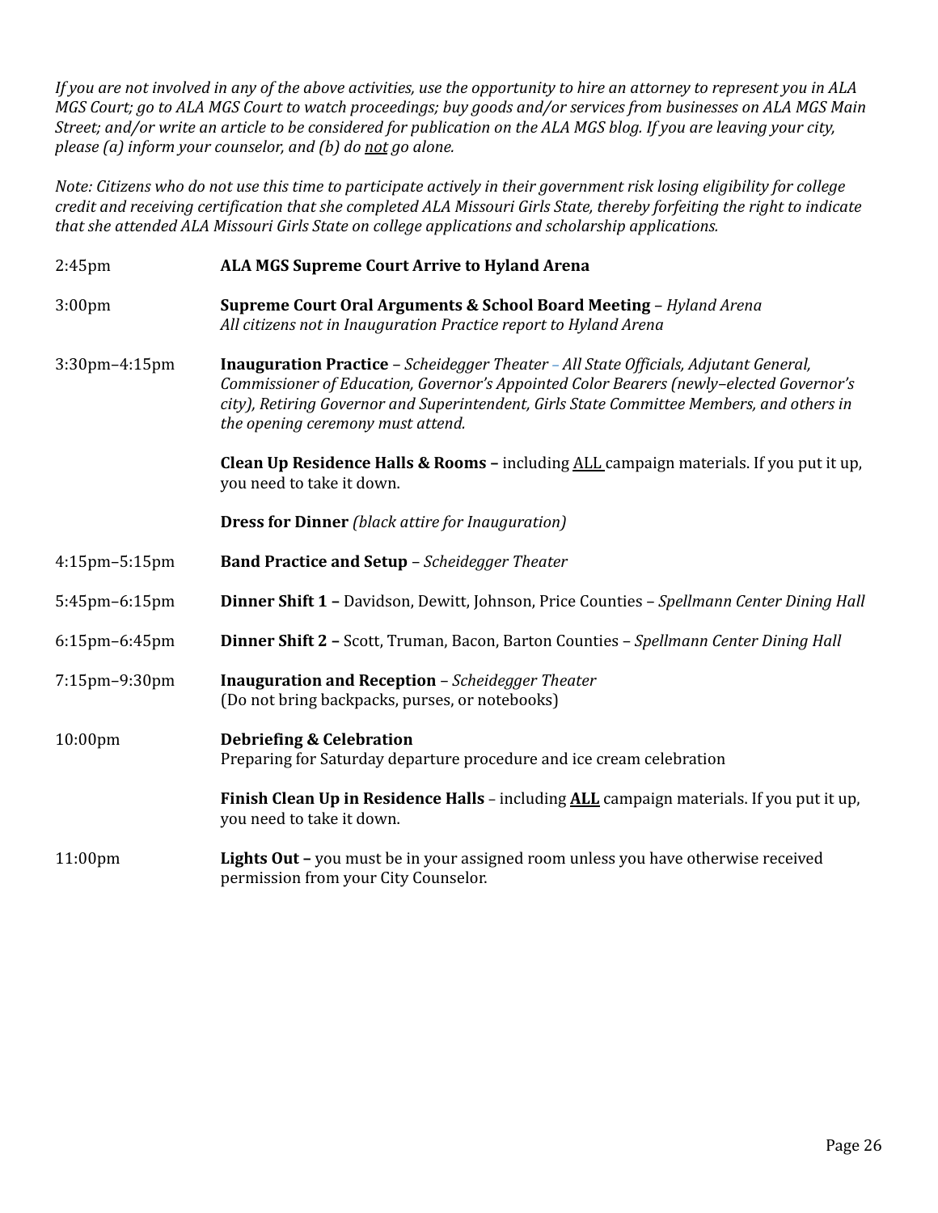*If you are not involved in any of the above activities, use the opportunity to hire an attorney to represent you in ALA MGS Court; go to ALA MGS Court to watch proceedings; buy goods and/or services from businesses on ALA MGS Main Street; and/or write an article to be considered for publication on the ALA MGS blog. If you are leaving your city, please (a) inform your counselor, and (b) do <u>not</u> go alone.*

*Note: Citizens who do not use this time to participate actively in their government risk losing eligibility for college credit and receiving certification that she completed ALA Missouri Girls State, thereby forfeiting the right to indicate that she attended ALA Missouri Girls State on college applications and scholarship applications.*

| | |
|---|---|
| 2:45pm | **ALA MGS Supreme Court Arrive to Hyland Arena** |
| 3:00pm | **Supreme Court Oral Arguments & School Board Meeting** – *Hyland Arena*<br>*All citizens not in Inauguration Practice report to Hyland Arena* |
| 3:30pm–4:15pm | **Inauguration Practice** – *Scheidegger Theater – All State Officials, Adjutant General, Commissioner of Education, Governor's Appointed Color Bearers (newly–elected Governor's city), Retiring Governor and Superintendent, Girls State Committee Members, and others in the opening ceremony must attend.*<br><br>**Clean Up Residence Halls & Rooms –** including <u>ALL</u> campaign materials. If you put it up, you need to take it down.<br><br>**Dress for Dinner** *(black attire for Inauguration)* |
| 4:15pm–5:15pm | **Band Practice and Setup** – *Scheidegger Theater* |
| 5:45pm–6:15pm | **Dinner Shift 1 –** Davidson, Dewitt, Johnson, Price Counties – *Spellmann Center Dining Hall* |
| 6:15pm–6:45pm | **Dinner Shift 2 –** Scott, Truman, Bacon, Barton Counties – *Spellmann Center Dining Hall* |
| 7:15pm–9:30pm | **Inauguration and Reception** – *Scheidegger Theater*<br>(Do not bring backpacks, purses, or notebooks) |
| 10:00pm | **Debriefing & Celebration**<br>Preparing for Saturday departure procedure and ice cream celebration<br><br>**Finish Clean Up in Residence Halls** – including <u>**ALL**</u> campaign materials. If you put it up, you need to take it down. |
| 11:00pm | **Lights Out –** you must be in your assigned room unless you have otherwise received permission from your City Counselor. |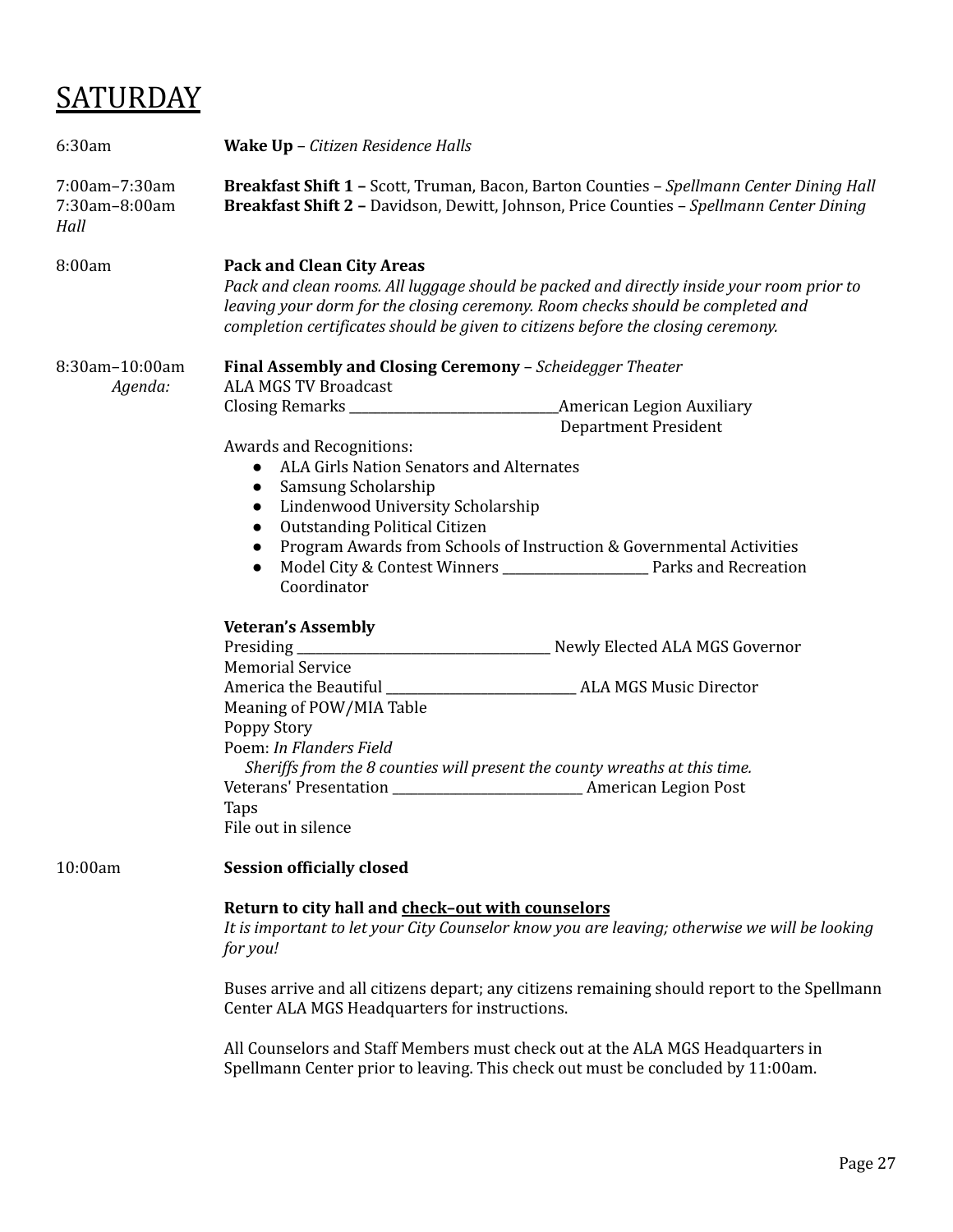# SATURDAY

6:30am **Wake Up** – *Citizen Residence Halls*

7:00am–7:30am **Breakfast Shift 1 –** Scott, Truman, Bacon, Barton Counties – *Spellmann Center Dining Hall*
7:30am–8:00am **Breakfast Shift 2 –** Davidson, Dewitt, Johnson, Price Counties – *Spellmann Center Dining Hall*

8:00am **Pack and Clean City Areas**
*Pack and clean rooms. All luggage should be packed and directly inside your room prior to leaving your dorm for the closing ceremony. Room checks should be completed and completion certificates should be given to citizens before the closing ceremony.*

8:30am–10:00am **Final Assembly and Closing Ceremony** – *Scheidegger Theater*

*Agenda:*

ALA MGS TV Broadcast
Closing Remarks ______________________________ American Legion Auxiliary Department President

Awards and Recognitions:

- ALA Girls Nation Senators and Alternates
- Samsung Scholarship
- Lindenwood University Scholarship
- Outstanding Political Citizen
- Program Awards from Schools of Instruction & Governmental Activities
- Model City & Contest Winners _____________________ Parks and Recreation Coordinator

**Veteran's Assembly**
Presiding ____________________________________ Newly Elected ALA MGS Governor
Memorial Service
America the Beautiful ___________________________ ALA MGS Music Director
Meaning of POW/MIA Table
Poppy Story
Poem: *In Flanders Field*
*Sheriffs from the 8 counties will present the county wreaths at this time.*
Veterans' Presentation ___________________________ American Legion Post
Taps
File out in silence

10:00am **Session officially closed**

**Return to city hall and check–out with counselors**
*It is important to let your City Counselor know you are leaving; otherwise we will be looking for you!*

Buses arrive and all citizens depart; any citizens remaining should report to the Spellmann Center ALA MGS Headquarters for instructions.

All Counselors and Staff Members must check out at the ALA MGS Headquarters in Spellmann Center prior to leaving. This check out must be concluded by 11:00am.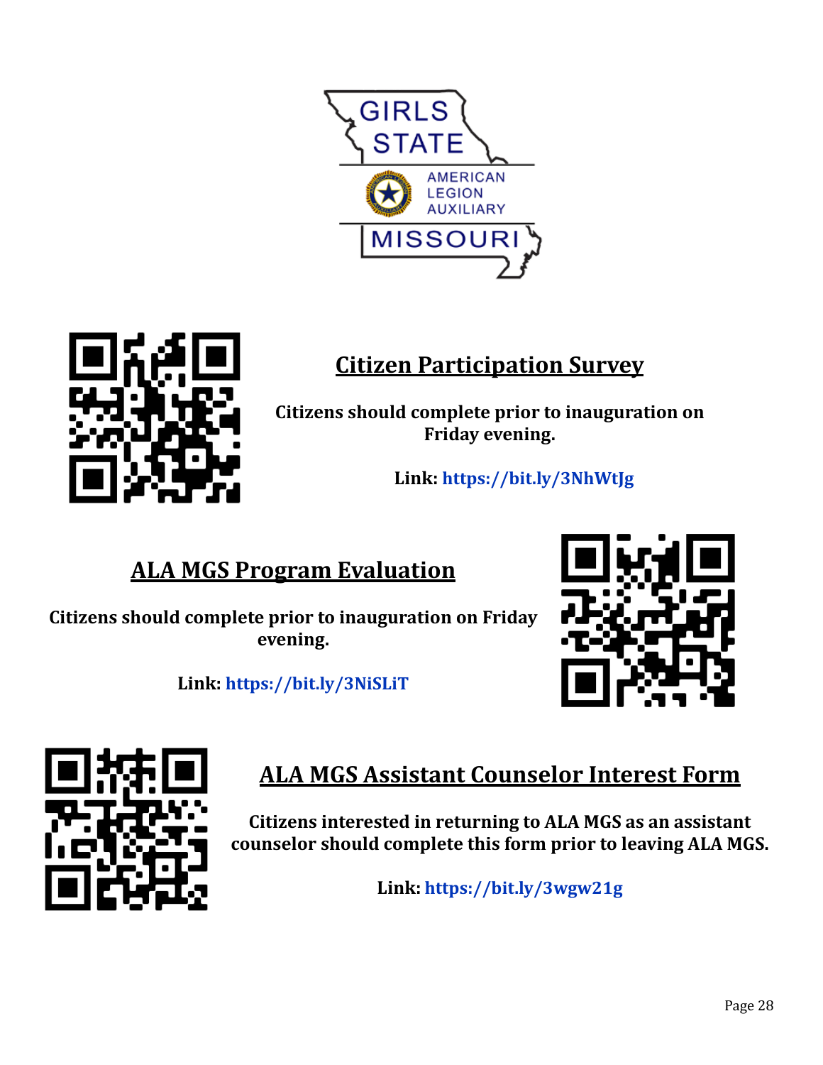GIRLS STATE

AMERICAN LEGION AUXILIARY

MISSOURI

## Citizen Participation Survey

**Citizens should complete prior to inauguration on Friday evening.**

**Link: https://bit.ly/3NhWtJg**

## ALA MGS Program Evaluation

**Citizens should complete prior to inauguration on Friday evening.**

**Link: https://bit.ly/3NiSLiT**

## ALA MGS Assistant Counselor Interest Form

**Citizens interested in returning to ALA MGS as an assistant counselor should complete this form prior to leaving ALA MGS.**

**Link: https://bit.ly/3wgw21g**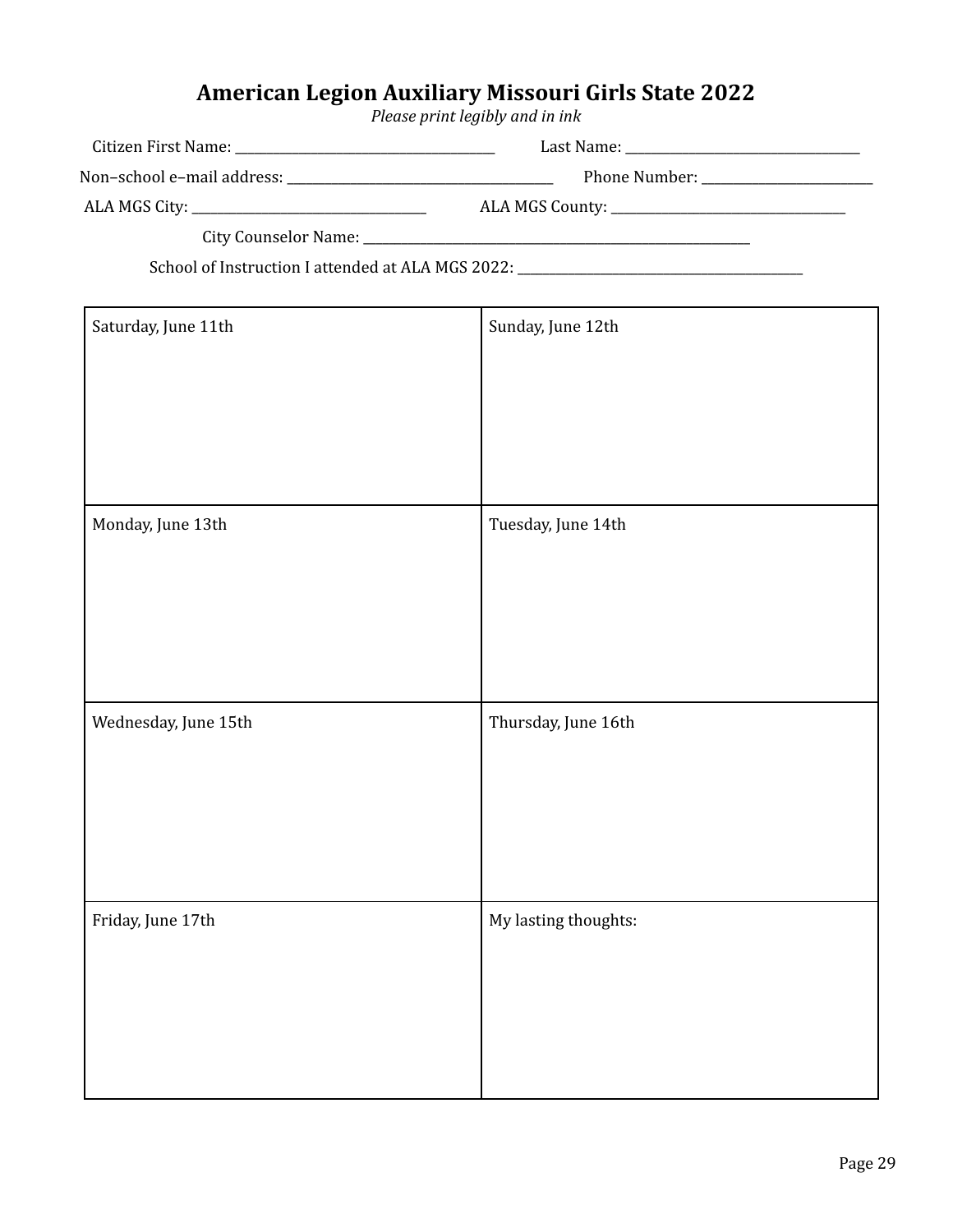# American Legion Auxiliary Missouri Girls State 2022

*Please print legibly and in ink*

Citizen First Name: ______________________________ Last Name: ______________________________

Non–school e–mail address: ______________________________ Phone Number: ____________________

ALA MGS City: ____________________________ ALA MGS County: ____________________________

City Counselor Name: ______________________________________________

School of Instruction I attended at ALA MGS 2022: ________________________________

| | |
|---|---|
| Saturday, June 11th | Sunday, June 12th |
| Monday, June 13th | Tuesday, June 14th |
| Wednesday, June 15th | Thursday, June 16th |
| Friday, June 17th | My lasting thoughts: |